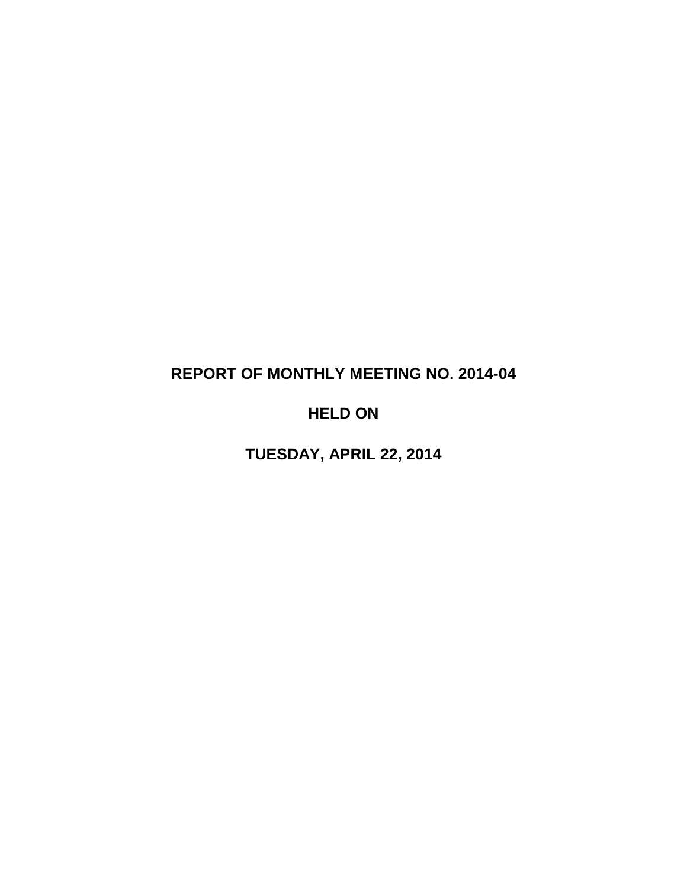# REPORT OF MONTHLY MEETING NO. 2014-04

# HELD ON

# TUESDAY, APRIL 22, 2014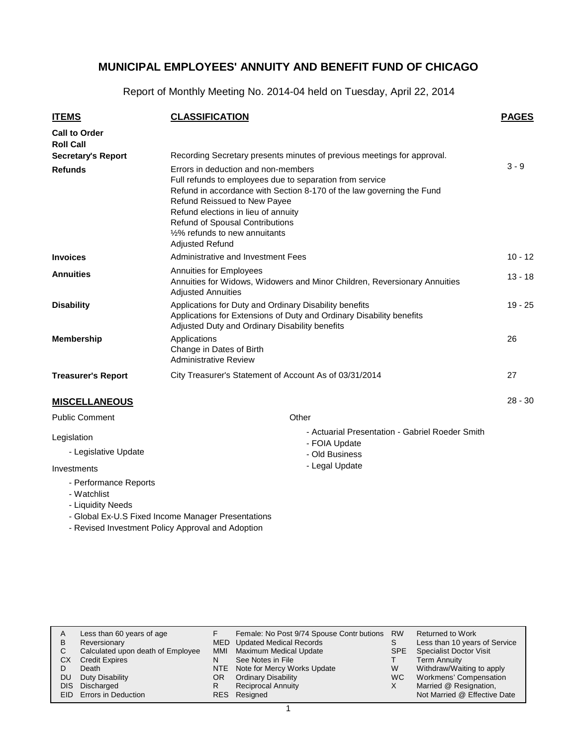# MUNICIPAL EMPLOYEES' ANNUITY AND BENEFIT FUND OF CHICAGO

Report of Monthly Meeting No. 2014-04 held on Tuesday, April 22, 2014

| ITEMS | CLASSIFICATION | PAGES |
|---|---|---|
| **Call to Order** | | |
| **Roll Call** | | |
| **Secretary's Report** | Recording Secretary presents minutes of previous meetings for approval. | |
| **Refunds** | Errors in deduction and non-members<br>Full refunds to employees due to separation from service<br>Refund in accordance with Section 8-170 of the law governing the Fund<br>Refund Reissued to New Payee<br>Refund elections in lieu of annuity<br>Refund of Spousal Contributions<br>½% refunds to new annuitants<br>Adjusted Refund | 3 - 9 |
| **Invoices** | Administrative and Investment Fees | 10 - 12 |
| **Annuities** | Annuities for Employees<br>Annuities for Widows, Widowers and Minor Children, Reversionary Annuities<br>Adjusted Annuities | 13 - 18 |
| **Disability** | Applications for Duty and Ordinary Disability benefits<br>Applications for Extensions of Duty and Ordinary Disability benefits<br>Adjusted Duty and Ordinary Disability benefits | 19 - 25 |
| **Membership** | Applications<br>Change in Dates of Birth<br>Administrative Review | 26 |
| **Treasurer's Report** | City Treasurer's Statement of Account As of 03/31/2014 | 27 |

## MISCELLANEOUS

28 - 30

Public Comment

Legislation

- Legislative Update

Investments

- Performance Reports
- Watchlist
- Liquidity Needs
- Global Ex-U.S Fixed Income Manager Presentations
- Revised Investment Policy Approval and Adoption

Other

- Actuarial Presentation - Gabriel Roeder Smith
- FOIA Update
- Old Business
- Legal Update

| | | | | | |
|---|---|---|---|---|---|
| A | Less than 60 years of age | F | Female: No Post 9/74 Spouse Contributions | RW | Returned to Work |
| B | Reversionary | MED | Updated Medical Records | S | Less than 10 years of Service |
| C | Calculated upon death of Employee | MMI | Maximum Medical Update | SPE | Specialist Doctor Visit |
| CX | Credit Expires | N | See Notes in File | T | Term Annuity |
| D | Death | NTE | Note for Mercy Works Update | W | Withdraw/Waiting to apply |
| DU | Duty Disability | OR | Ordinary Disability | WC | Workmens' Compensation |
| DIS | Discharged | R | Reciprocal Annuity | X | Married @ Resignation, Not Married @ Effective Date |
| EID | Errors in Deduction | RES | Resigned | | |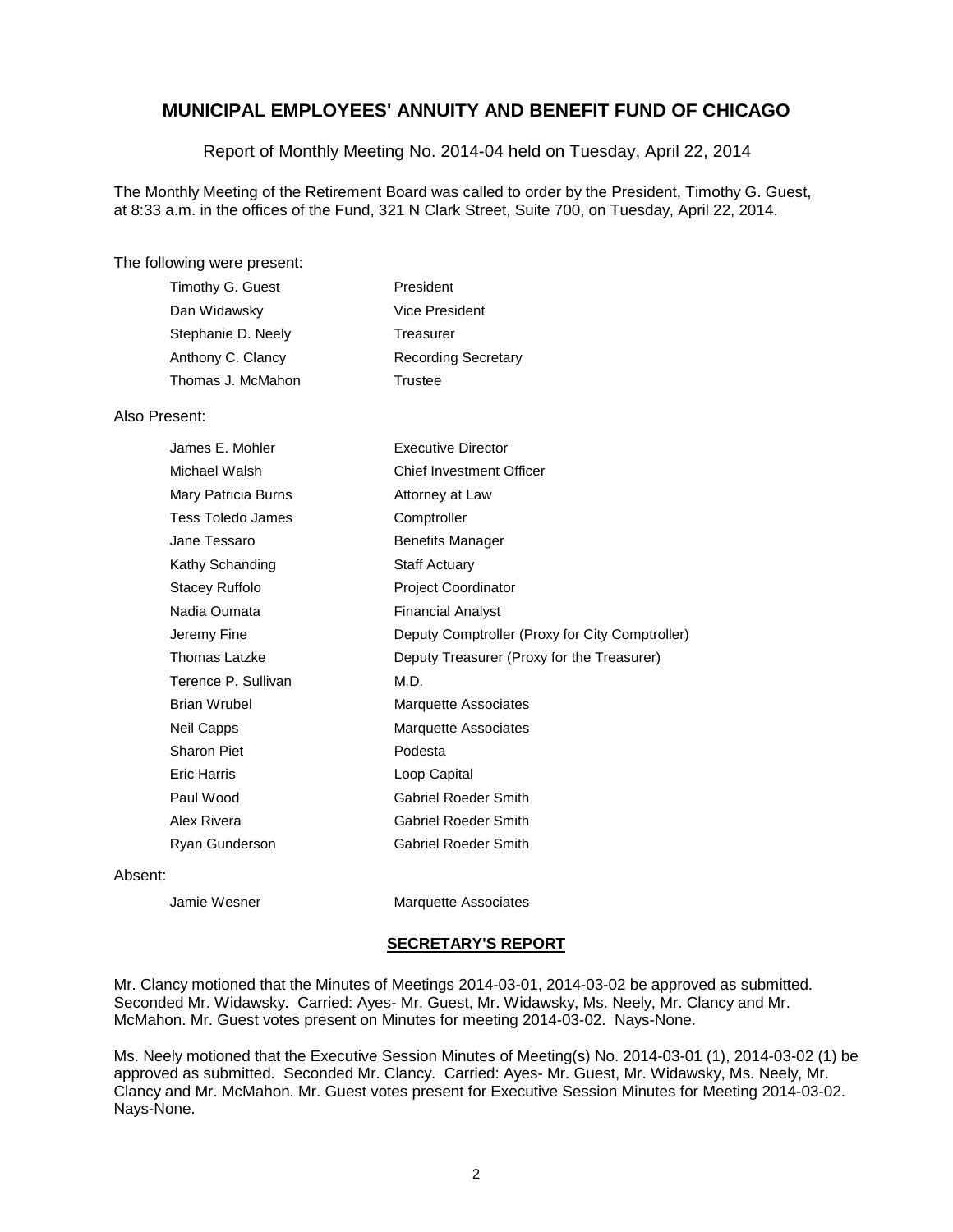## MUNICIPAL EMPLOYEES' ANNUITY AND BENEFIT FUND OF CHICAGO

Report of Monthly Meeting No. 2014-04 held on Tuesday, April 22, 2014

The Monthly Meeting of the Retirement Board was called to order by the President, Timothy G. Guest, at 8:33 a.m. in the offices of the Fund, 321 N Clark Street, Suite 700, on Tuesday, April 22, 2014.

The following were present:

| | |
|---|---|
| Timothy G. Guest | President |
| Dan Widawsky | Vice President |
| Stephanie D. Neely | Treasurer |
| Anthony C. Clancy | Recording Secretary |
| Thomas J. McMahon | Trustee |

Also Present:

| | |
|---|---|
| James E. Mohler | Executive Director |
| Michael Walsh | Chief Investment Officer |
| Mary Patricia Burns | Attorney at Law |
| Tess Toledo James | Comptroller |
| Jane Tessaro | Benefits Manager |
| Kathy Schanding | Staff Actuary |
| Stacey Ruffolo | Project Coordinator |
| Nadia Oumata | Financial Analyst |
| Jeremy Fine | Deputy Comptroller (Proxy for City Comptroller) |
| Thomas Latzke | Deputy Treasurer (Proxy for the Treasurer) |
| Terence P. Sullivan | M.D. |
| Brian Wrubel | Marquette Associates |
| Neil Capps | Marquette Associates |
| Sharon Piet | Podesta |
| Eric Harris | Loop Capital |
| Paul Wood | Gabriel Roeder Smith |
| Alex Rivera | Gabriel Roeder Smith |
| Ryan Gunderson | Gabriel Roeder Smith |

Absent:

| | |
|---|---|
| Jamie Wesner | Marquette Associates |

### SECRETARY'S REPORT

Mr. Clancy motioned that the Minutes of Meetings 2014-03-01, 2014-03-02 be approved as submitted. Seconded Mr. Widawsky. Carried: Ayes- Mr. Guest, Mr. Widawsky, Ms. Neely, Mr. Clancy and Mr. McMahon. Mr. Guest votes present on Minutes for meeting 2014-03-02. Nays-None.

Ms. Neely motioned that the Executive Session Minutes of Meeting(s) No. 2014-03-01 (1), 2014-03-02 (1) be approved as submitted. Seconded Mr. Clancy. Carried: Ayes- Mr. Guest, Mr. Widawsky, Ms. Neely, Mr. Clancy and Mr. McMahon. Mr. Guest votes present for Executive Session Minutes for Meeting 2014-03-02. Nays-None.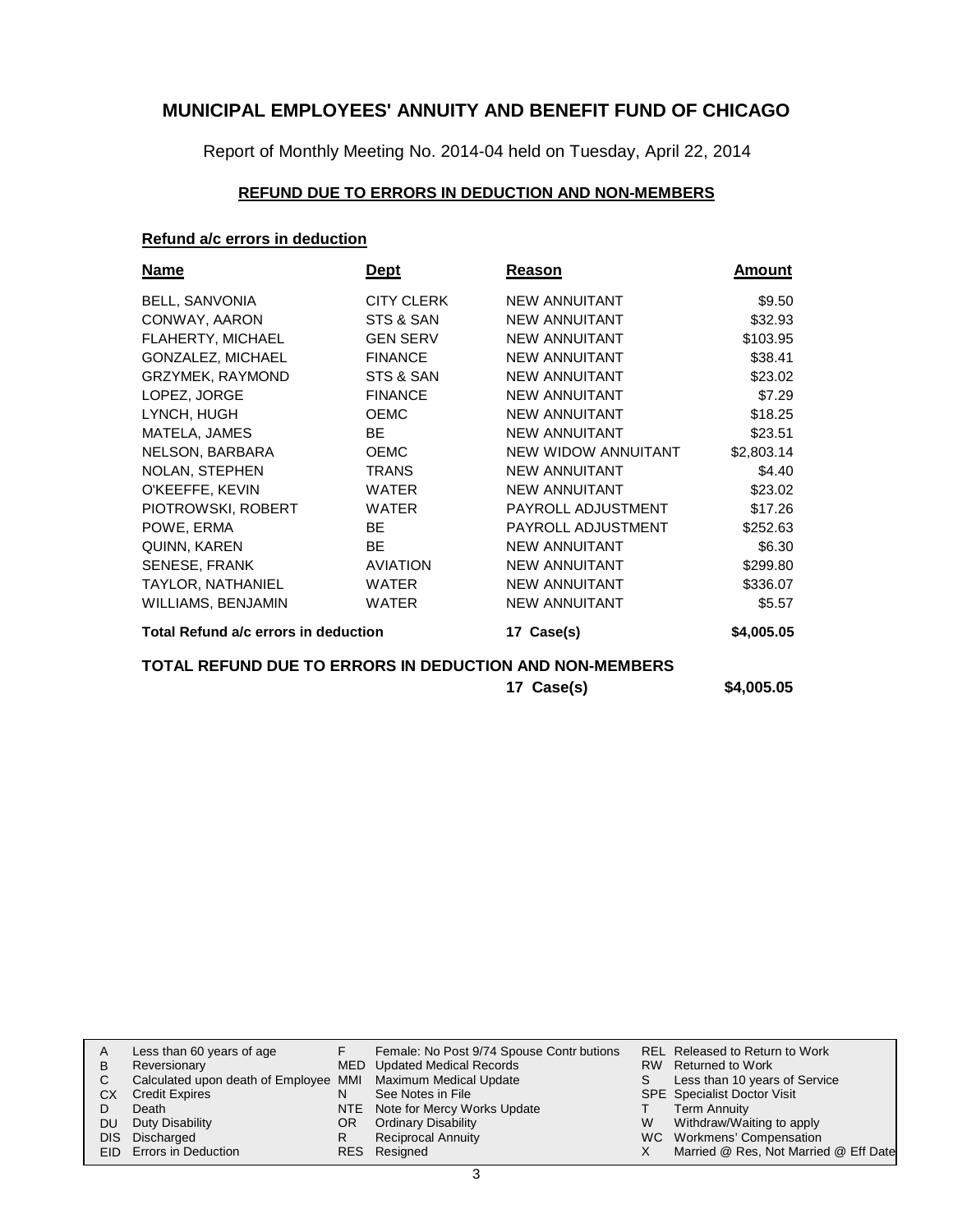# MUNICIPAL EMPLOYEES' ANNUITY AND BENEFIT FUND OF CHICAGO

Report of Monthly Meeting No. 2014-04 held on Tuesday, April 22, 2014

## REFUND DUE TO ERRORS IN DEDUCTION AND NON-MEMBERS

### Refund a/c errors in deduction

| Name | Dept | Reason | Amount |
|---|---|---|---|
| BELL, SANVONIA | CITY CLERK | NEW ANNUITANT | \$9.50 |
| CONWAY, AARON | STS & SAN | NEW ANNUITANT | \$32.93 |
| FLAHERTY, MICHAEL | GEN SERV | NEW ANNUITANT | \$103.95 |
| GONZALEZ, MICHAEL | FINANCE | NEW ANNUITANT | \$38.41 |
| GRZYMEK, RAYMOND | STS & SAN | NEW ANNUITANT | \$23.02 |
| LOPEZ, JORGE | FINANCE | NEW ANNUITANT | \$7.29 |
| LYNCH, HUGH | OEMC | NEW ANNUITANT | \$18.25 |
| MATELA, JAMES | BE | NEW ANNUITANT | \$23.51 |
| NELSON, BARBARA | OEMC | NEW WIDOW ANNUITANT | \$2,803.14 |
| NOLAN, STEPHEN | TRANS | NEW ANNUITANT | \$4.40 |
| O'KEEFFE, KEVIN | WATER | NEW ANNUITANT | \$23.02 |
| PIOTROWSKI, ROBERT | WATER | PAYROLL ADJUSTMENT | \$17.26 |
| POWE, ERMA | BE | PAYROLL ADJUSTMENT | \$252.63 |
| QUINN, KAREN | BE | NEW ANNUITANT | \$6.30 |
| SENESE, FRANK | AVIATION | NEW ANNUITANT | \$299.80 |
| TAYLOR, NATHANIEL | WATER | NEW ANNUITANT | \$336.07 |
| WILLIAMS, BENJAMIN | WATER | NEW ANNUITANT | \$5.57 |
| **Total Refund a/c errors in deduction** | | **17 Case(s)** | **\$4,005.05** |

**TOTAL REFUND DUE TO ERRORS IN DEDUCTION AND NON-MEMBERS** — **17 Case(s)** — **\$4,005.05**

| | | | | | |
|---|---|---|---|---|---|
| A | Less than 60 years of age | F | Female: No Post 9/74 Spouse Contributions | REL | Released to Return to Work |
| B | Reversionary | MED | Updated Medical Records | RW | Returned to Work |
| C | Calculated upon death of Employee | MMI | Maximum Medical Update | S | Less than 10 years of Service |
| CX | Credit Expires | N | See Notes in File | SPE | Specialist Doctor Visit |
| D | Death | NTE | Note for Mercy Works Update | T | Term Annuity |
| DU | Duty Disability | OR | Ordinary Disability | W | Withdraw/Waiting to apply |
| DIS | Discharged | R | Reciprocal Annuity | WC | Workmens' Compensation |
| EID | Errors in Deduction | RES | Resigned | X | Married @ Res, Not Married @ Eff Date |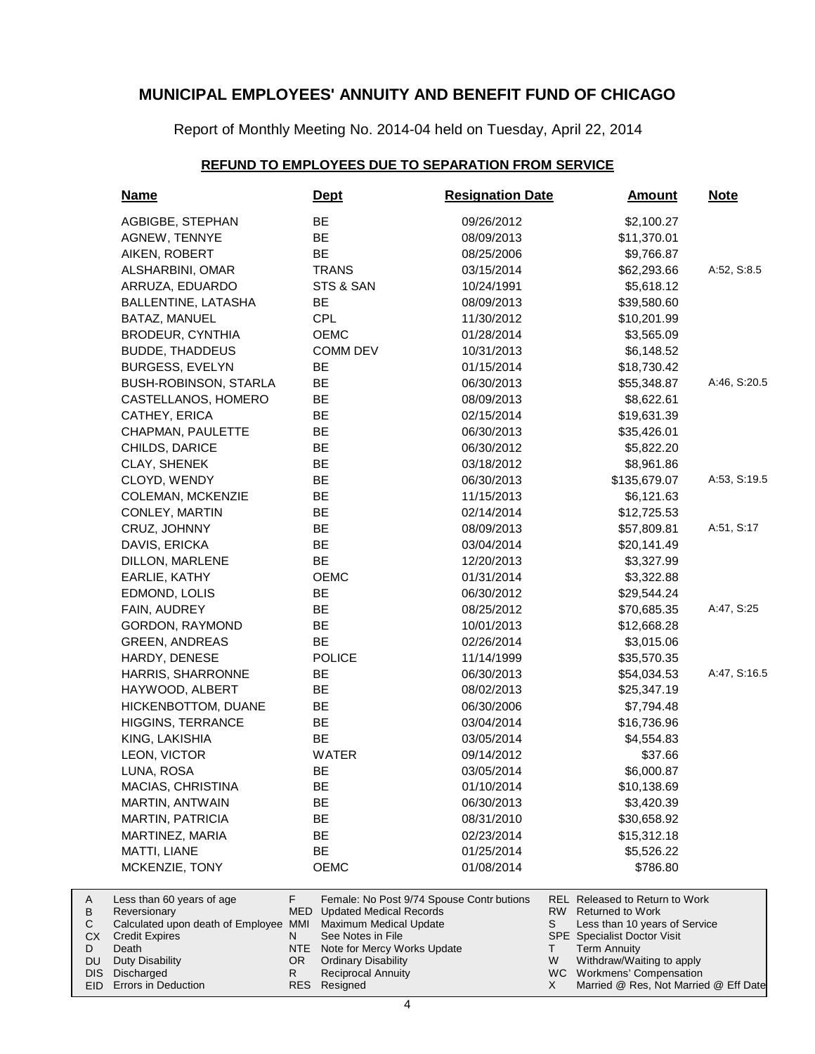# MUNICIPAL EMPLOYEES' ANNUITY AND BENEFIT FUND OF CHICAGO

Report of Monthly Meeting No. 2014-04 held on Tuesday, April 22, 2014

## REFUND TO EMPLOYEES DUE TO SEPARATION FROM SERVICE

| Name | Dept | Resignation Date | Amount | Note |
|---|---|---|---|---|
| AGBIGBE, STEPHAN | BE | 09/26/2012 | $2,100.27 | |
| AGNEW, TENNYE | BE | 08/09/2013 | $11,370.01 | |
| AIKEN, ROBERT | BE | 08/25/2006 | $9,766.87 | |
| ALSHARBINI, OMAR | TRANS | 03/15/2014 | $62,293.66 | A:52, S:8.5 |
| ARRUZA, EDUARDO | STS & SAN | 10/24/1991 | $5,618.12 | |
| BALLENTINE, LATASHA | BE | 08/09/2013 | $39,580.60 | |
| BATAZ, MANUEL | CPL | 11/30/2012 | $10,201.99 | |
| BRODEUR, CYNTHIA | OEMC | 01/28/2014 | $3,565.09 | |
| BUDDE, THADDEUS | COMM DEV | 10/31/2013 | $6,148.52 | |
| BURGESS, EVELYN | BE | 01/15/2014 | $18,730.42 | |
| BUSH-ROBINSON, STARLA | BE | 06/30/2013 | $55,348.87 | A:46, S:20.5 |
| CASTELLANOS, HOMERO | BE | 08/09/2013 | $8,622.61 | |
| CATHEY, ERICA | BE | 02/15/2014 | $19,631.39 | |
| CHAPMAN, PAULETTE | BE | 06/30/2013 | $35,426.01 | |
| CHILDS, DARICE | BE | 06/30/2012 | $5,822.20 | |
| CLAY, SHENEK | BE | 03/18/2012 | $8,961.86 | |
| CLOYD, WENDY | BE | 06/30/2013 | $135,679.07 | A:53, S:19.5 |
| COLEMAN, MCKENZIE | BE | 11/15/2013 | $6,121.63 | |
| CONLEY, MARTIN | BE | 02/14/2014 | $12,725.53 | |
| CRUZ, JOHNNY | BE | 08/09/2013 | $57,809.81 | A:51, S:17 |
| DAVIS, ERICKA | BE | 03/04/2014 | $20,141.49 | |
| DILLON, MARLENE | BE | 12/20/2013 | $3,327.99 | |
| EARLIE, KATHY | OEMC | 01/31/2014 | $3,322.88 | |
| EDMOND, LOLIS | BE | 06/30/2012 | $29,544.24 | |
| FAIN, AUDREY | BE | 08/25/2012 | $70,685.35 | A:47, S:25 |
| GORDON, RAYMOND | BE | 10/01/2013 | $12,668.28 | |
| GREEN, ANDREAS | BE | 02/26/2014 | $3,015.06 | |
| HARDY, DENESE | POLICE | 11/14/1999 | $35,570.35 | |
| HARRIS, SHARRONNE | BE | 06/30/2013 | $54,034.53 | A:47, S:16.5 |
| HAYWOOD, ALBERT | BE | 08/02/2013 | $25,347.19 | |
| HICKENBOTTOM, DUANE | BE | 06/30/2006 | $7,794.48 | |
| HIGGINS, TERRANCE | BE | 03/04/2014 | $16,736.96 | |
| KING, LAKISHIA | BE | 03/05/2014 | $4,554.83 | |
| LEON, VICTOR | WATER | 09/14/2012 | $37.66 | |
| LUNA, ROSA | BE | 03/05/2014 | $6,000.87 | |
| MACIAS, CHRISTINA | BE | 01/10/2014 | $10,138.69 | |
| MARTIN, ANTWAIN | BE | 06/30/2013 | $3,420.39 | |
| MARTIN, PATRICIA | BE | 08/31/2010 | $30,658.92 | |
| MARTINEZ, MARIA | BE | 02/23/2014 | $15,312.18 | |
| MATTI, LIANE | BE | 01/25/2014 | $5,526.22 | |
| MCKENZIE, TONY | OEMC | 01/08/2014 | $786.80 | |

| Code | Description | Code | Description | Code | Description |
|---|---|---|---|---|---|
| A | Less than 60 years of age | F | Female: No Post 9/74 Spouse Contributions | REL | Released to Return to Work |
| B | Reversionary | MED | Updated Medical Records | RW | Returned to Work |
| C | Calculated upon death of Employee | MMI | Maximum Medical Update | S | Less than 10 years of Service |
| CX | Credit Expires | N | See Notes in File | SPE | Specialist Doctor Visit |
| D | Death | NTE | Note for Mercy Works Update | T | Term Annuity |
| DU | Duty Disability | OR | Ordinary Disability | W | Withdraw/Waiting to apply |
| DIS | Discharged | R | Reciprocal Annuity | WC | Workmens' Compensation |
| EID | Errors in Deduction | RES | Resigned | X | Married @ Res, Not Married @ Eff Date |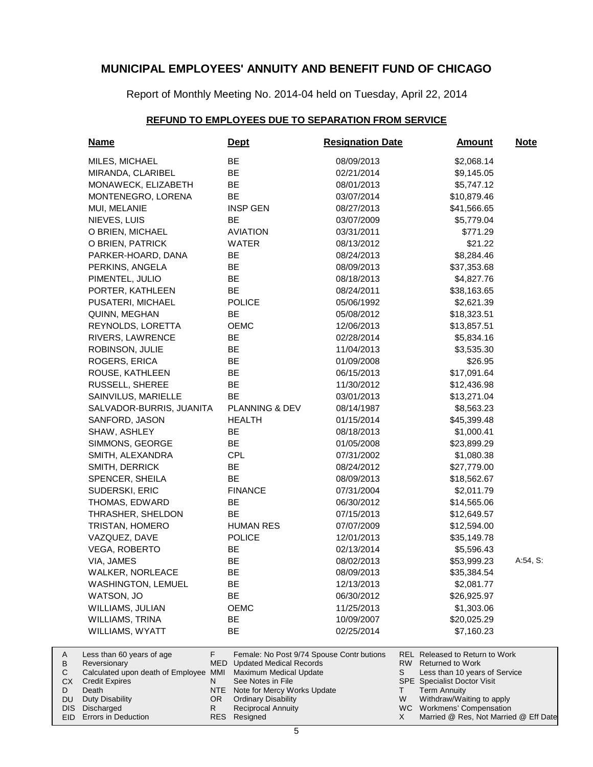# MUNICIPAL EMPLOYEES' ANNUITY AND BENEFIT FUND OF CHICAGO

Report of Monthly Meeting No. 2014-04 held on Tuesday, April 22, 2014

## REFUND TO EMPLOYEES DUE TO SEPARATION FROM SERVICE

| Name | Dept | Resignation Date | Amount | Note |
|---|---|---|---|---|
| MILES, MICHAEL | BE | 08/09/2013 | $2,068.14 | |
| MIRANDA, CLARIBEL | BE | 02/21/2014 | $9,145.05 | |
| MONAWECK, ELIZABETH | BE | 08/01/2013 | $5,747.12 | |
| MONTENEGRO, LORENA | BE | 03/07/2014 | $10,879.46 | |
| MUI, MELANIE | INSP GEN | 08/27/2013 | $41,566.65 | |
| NIEVES, LUIS | BE | 03/07/2009 | $5,779.04 | |
| O BRIEN, MICHAEL | AVIATION | 03/31/2011 | $771.29 | |
| O BRIEN, PATRICK | WATER | 08/13/2012 | $21.22 | |
| PARKER-HOARD, DANA | BE | 08/24/2013 | $8,284.46 | |
| PERKINS, ANGELA | BE | 08/09/2013 | $37,353.68 | |
| PIMENTEL, JULIO | BE | 08/18/2013 | $4,827.76 | |
| PORTER, KATHLEEN | BE | 08/24/2011 | $38,163.65 | |
| PUSATERI, MICHAEL | POLICE | 05/06/1992 | $2,621.39 | |
| QUINN, MEGHAN | BE | 05/08/2012 | $18,323.51 | |
| REYNOLDS, LORETTA | OEMC | 12/06/2013 | $13,857.51 | |
| RIVERS, LAWRENCE | BE | 02/28/2014 | $5,834.16 | |
| ROBINSON, JULIE | BE | 11/04/2013 | $3,535.30 | |
| ROGERS, ERICA | BE | 01/09/2008 | $26.95 | |
| ROUSE, KATHLEEN | BE | 06/15/2013 | $17,091.64 | |
| RUSSELL, SHEREE | BE | 11/30/2012 | $12,436.98 | |
| SAINVILUS, MARIELLE | BE | 03/01/2013 | $13,271.04 | |
| SALVADOR-BURRIS, JUANITA | PLANNING & DEV | 08/14/1987 | $8,563.23 | |
| SANFORD, JASON | HEALTH | 01/15/2014 | $45,399.48 | |
| SHAW, ASHLEY | BE | 08/18/2013 | $1,000.41 | |
| SIMMONS, GEORGE | BE | 01/05/2008 | $23,899.29 | |
| SMITH, ALEXANDRA | CPL | 07/31/2002 | $1,080.38 | |
| SMITH, DERRICK | BE | 08/24/2012 | $27,779.00 | |
| SPENCER, SHEILA | BE | 08/09/2013 | $18,562.67 | |
| SUDERSKI, ERIC | FINANCE | 07/31/2004 | $2,011.79 | |
| THOMAS, EDWARD | BE | 06/30/2012 | $14,565.06 | |
| THRASHER, SHELDON | BE | 07/15/2013 | $12,649.57 | |
| TRISTAN, HOMERO | HUMAN RES | 07/07/2009 | $12,594.00 | |
| VAZQUEZ, DAVE | POLICE | 12/01/2013 | $35,149.78 | |
| VEGA, ROBERTO | BE | 02/13/2014 | $5,596.43 | |
| VIA, JAMES | BE | 08/02/2013 | $53,999.23 | A:54, S: |
| WALKER, NORLEACE | BE | 08/09/2013 | $35,384.54 | |
| WASHINGTON, LEMUEL | BE | 12/13/2013 | $2,081.77 | |
| WATSON, JO | BE | 06/30/2012 | $26,925.97 | |
| WILLIAMS, JULIAN | OEMC | 11/25/2013 | $1,303.06 | |
| WILLIAMS, TRINA | BE | 10/09/2007 | $20,025.29 | |
| WILLIAMS, WYATT | BE | 02/25/2014 | $7,160.23 | |

| | | | | | |
|---|---|---|---|---|---|
| A | Less than 60 years of age | F | Female: No Post 9/74 Spouse Contributions | REL | Released to Return to Work |
| B | Reversionary | MED | Updated Medical Records | RW | Returned to Work |
| C | Calculated upon death of Employee | MMI | Maximum Medical Update | S | Less than 10 years of Service |
| CX | Credit Expires | N | See Notes in File | SPE | Specialist Doctor Visit |
| D | Death | NTE | Note for Mercy Works Update | T | Term Annuity |
| DU | Duty Disability | OR | Ordinary Disability | W | Withdraw/Waiting to apply |
| DIS | Discharged | R | Reciprocal Annuity | WC | Workmens' Compensation |
| EID | Errors in Deduction | RES | Resigned | X | Married @ Res, Not Married @ Eff Date |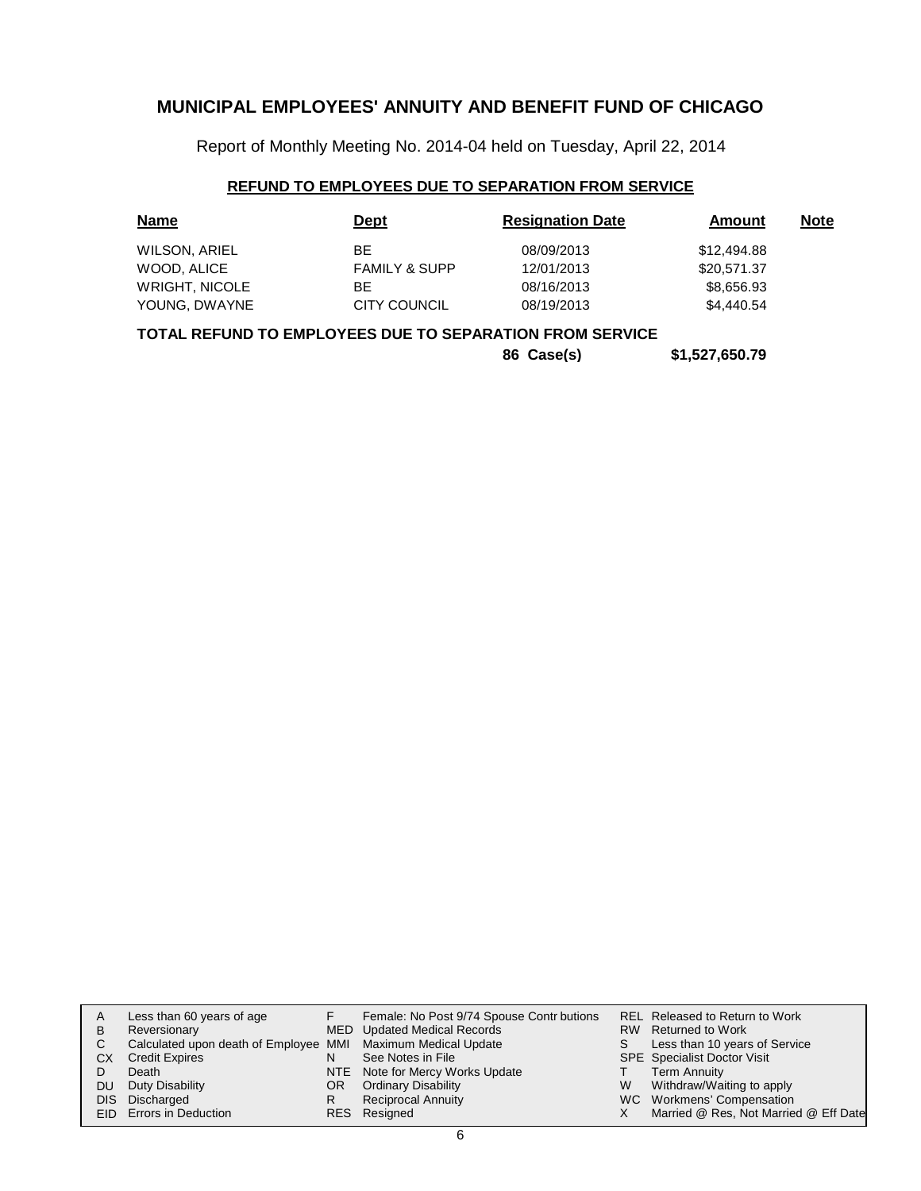# MUNICIPAL EMPLOYEES' ANNUITY AND BENEFIT FUND OF CHICAGO

Report of Monthly Meeting No. 2014-04 held on Tuesday, April 22, 2014

## REFUND TO EMPLOYEES DUE TO SEPARATION FROM SERVICE

| Name | Dept | Resignation Date | Amount | Note |
|---|---|---|---|---|
| WILSON, ARIEL | BE | 08/09/2013 | $12,494.88 | |
| WOOD, ALICE | FAMILY & SUPP | 12/01/2013 | $20,571.37 | |
| WRIGHT, NICOLE | BE | 08/16/2013 | $8,656.93 | |
| YOUNG, DWAYNE | CITY COUNCIL | 08/19/2013 | $4,440.54 | |

**TOTAL REFUND TO EMPLOYEES DUE TO SEPARATION FROM SERVICE**

**86 Case(s) $1,527,650.79**

| | | | | | |
|---|---|---|---|---|---|
| A | Less than 60 years of age | F | Female: No Post 9/74 Spouse Contr butions | REL | Released to Return to Work |
| B | Reversionary | MED | Updated Medical Records | RW | Returned to Work |
| C | Calculated upon death of Employee | MMI | Maximum Medical Update | S | Less than 10 years of Service |
| CX | Credit Expires | N | See Notes in File | SPE | Specialist Doctor Visit |
| D | Death | NTE | Note for Mercy Works Update | T | Term Annuity |
| DU | Duty Disability | OR | Ordinary Disability | W | Withdraw/Waiting to apply |
| DIS | Discharged | R | Reciprocal Annuity | WC | Workmens' Compensation |
| EID | Errors in Deduction | RES | Resigned | X | Married @ Res, Not Married @ Eff Date |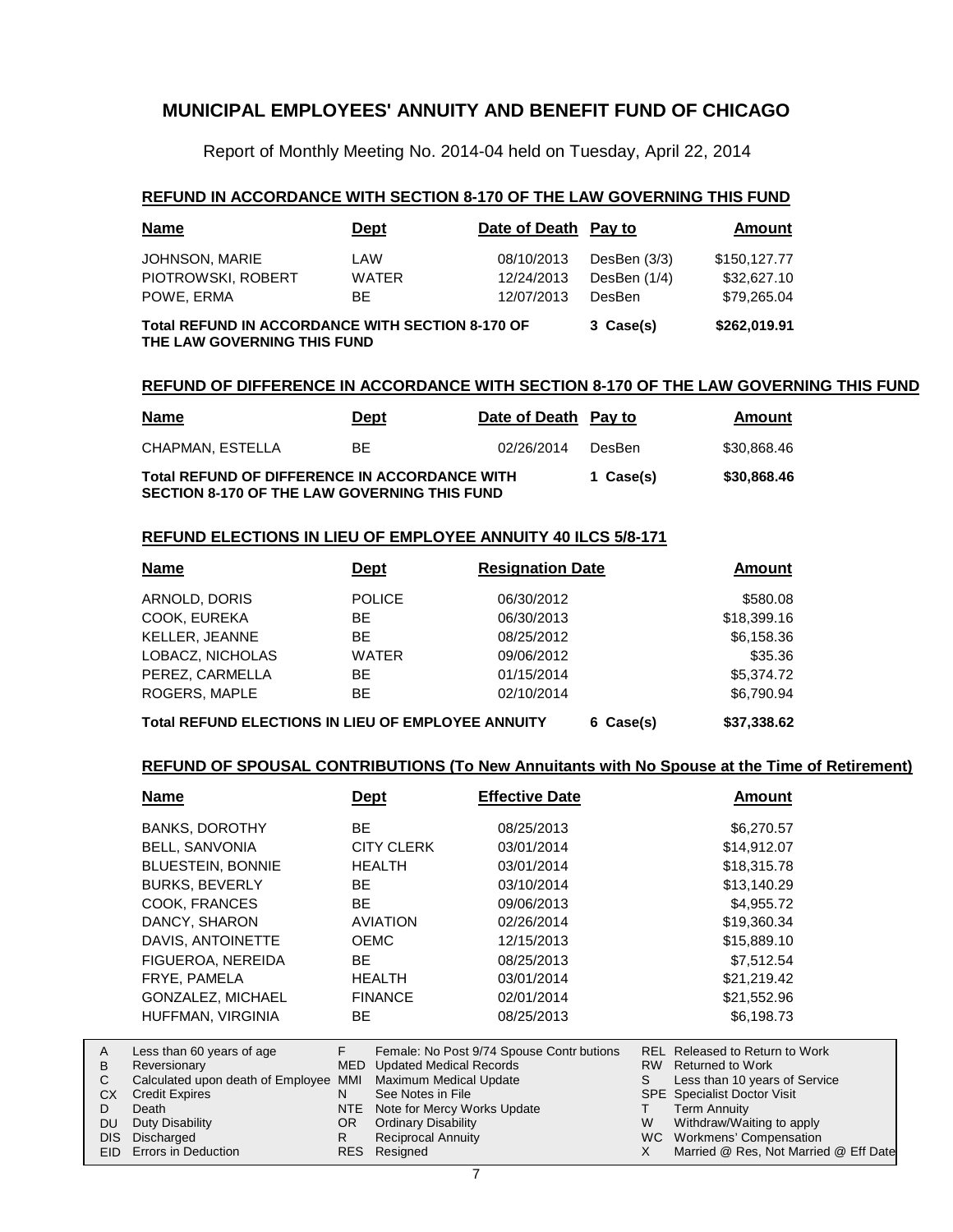# MUNICIPAL EMPLOYEES' ANNUITY AND BENEFIT FUND OF CHICAGO

Report of Monthly Meeting No. 2014-04 held on Tuesday, April 22, 2014

## REFUND IN ACCORDANCE WITH SECTION 8-170 OF THE LAW GOVERNING THIS FUND

| Name | Dept | Date of Death | Pay to | Amount |
|---|---|---|---|---|
| JOHNSON, MARIE | LAW | 08/10/2013 | DesBen (3/3) | $150,127.77 |
| PIOTROWSKI, ROBERT | WATER | 12/24/2013 | DesBen (1/4) | $32,627.10 |
| POWE, ERMA | BE | 12/07/2013 | DesBen | $79,265.04 |
| **Total REFUND IN ACCORDANCE WITH SECTION 8-170 OF THE LAW GOVERNING THIS FUND** | | | **3 Case(s)** | **$262,019.91** |

## REFUND OF DIFFERENCE IN ACCORDANCE WITH SECTION 8-170 OF THE LAW GOVERNING THIS FUND

| Name | Dept | Date of Death | Pay to | Amount |
|---|---|---|---|---|
| CHAPMAN, ESTELLA | BE | 02/26/2014 | DesBen | $30,868.46 |
| **Total REFUND OF DIFFERENCE IN ACCORDANCE WITH SECTION 8-170 OF THE LAW GOVERNING THIS FUND** | | | **1 Case(s)** | **$30,868.46** |

## REFUND ELECTIONS IN LIEU OF EMPLOYEE ANNUITY 40 ILCS 5/8-171

| Name | Dept | Resignation Date | | Amount |
|---|---|---|---|---|
| ARNOLD, DORIS | POLICE | 06/30/2012 | | $580.08 |
| COOK, EUREKA | BE | 06/30/2013 | | $18,399.16 |
| KELLER, JEANNE | BE | 08/25/2012 | | $6,158.36 |
| LOBACZ, NICHOLAS | WATER | 09/06/2012 | | $35.36 |
| PEREZ, CARMELLA | BE | 01/15/2014 | | $5,374.72 |
| ROGERS, MAPLE | BE | 02/10/2014 | | $6,790.94 |
| **Total REFUND ELECTIONS IN LIEU OF EMPLOYEE ANNUITY** | | | **6 Case(s)** | **$37,338.62** |

## REFUND OF SPOUSAL CONTRIBUTIONS (To New Annuitants with No Spouse at the Time of Retirement)

| Name | Dept | Effective Date | Amount |
|---|---|---|---|
| BANKS, DOROTHY | BE | 08/25/2013 | $6,270.57 |
| BELL, SANVONIA | CITY CLERK | 03/01/2014 | $14,912.07 |
| BLUESTEIN, BONNIE | HEALTH | 03/01/2014 | $18,315.78 |
| BURKS, BEVERLY | BE | 03/10/2014 | $13,140.29 |
| COOK, FRANCES | BE | 09/06/2013 | $4,955.72 |
| DANCY, SHARON | AVIATION | 02/26/2014 | $19,360.34 |
| DAVIS, ANTOINETTE | OEMC | 12/15/2013 | $15,889.10 |
| FIGUEROA, NEREIDA | BE | 08/25/2013 | $7,512.54 |
| FRYE, PAMELA | HEALTH | 03/01/2014 | $21,219.42 |
| GONZALEZ, MICHAEL | FINANCE | 02/01/2014 | $21,552.96 |
| HUFFMAN, VIRGINIA | BE | 08/25/2013 | $6,198.73 |

| | | | | | |
|---|---|---|---|---|---|
| A | Less than 60 years of age | F | Female: No Post 9/74 Spouse Contributions | REL | Released to Return to Work |
| B | Reversionary | MED | Updated Medical Records | RW | Returned to Work |
| C | Calculated upon death of Employee | MMI | Maximum Medical Update | S | Less than 10 years of Service |
| CX | Credit Expires | N | See Notes in File | SPE | Specialist Doctor Visit |
| D | Death | NTE | Note for Mercy Works Update | T | Term Annuity |
| DU | Duty Disability | OR | Ordinary Disability | W | Withdraw/Waiting to apply |
| DIS | Discharged | R | Reciprocal Annuity | WC | Workmens' Compensation |
| EID | Errors in Deduction | RES | Resigned | X | Married @ Res, Not Married @ Eff Date |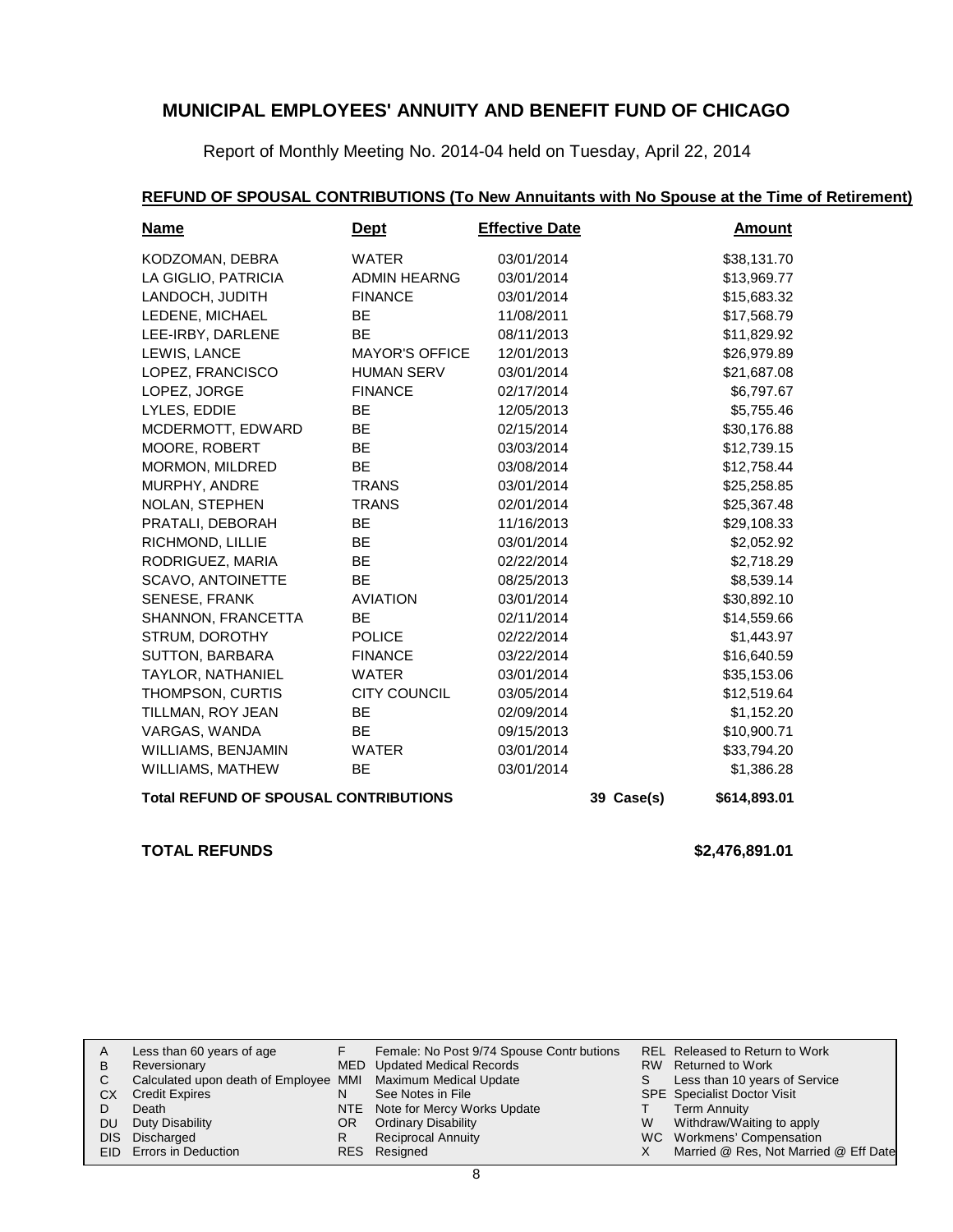# MUNICIPAL EMPLOYEES' ANNUITY AND BENEFIT FUND OF CHICAGO

Report of Monthly Meeting No. 2014-04 held on Tuesday, April 22, 2014

## REFUND OF SPOUSAL CONTRIBUTIONS (To New Annuitants with No Spouse at the Time of Retirement)

| Name | Dept | Effective Date | | Amount |
|---|---|---|---|---|
| KODZOMAN, DEBRA | WATER | 03/01/2014 | | $38,131.70 |
| LA GIGLIO, PATRICIA | ADMIN HEARNG | 03/01/2014 | | $13,969.77 |
| LANDOCH, JUDITH | FINANCE | 03/01/2014 | | $15,683.32 |
| LEDENE, MICHAEL | BE | 11/08/2011 | | $17,568.79 |
| LEE-IRBY, DARLENE | BE | 08/11/2013 | | $11,829.92 |
| LEWIS, LANCE | MAYOR'S OFFICE | 12/01/2013 | | $26,979.89 |
| LOPEZ, FRANCISCO | HUMAN SERV | 03/01/2014 | | $21,687.08 |
| LOPEZ, JORGE | FINANCE | 02/17/2014 | | $6,797.67 |
| LYLES, EDDIE | BE | 12/05/2013 | | $5,755.46 |
| MCDERMOTT, EDWARD | BE | 02/15/2014 | | $30,176.88 |
| MOORE, ROBERT | BE | 03/03/2014 | | $12,739.15 |
| MORMON, MILDRED | BE | 03/08/2014 | | $12,758.44 |
| MURPHY, ANDRE | TRANS | 03/01/2014 | | $25,258.85 |
| NOLAN, STEPHEN | TRANS | 02/01/2014 | | $25,367.48 |
| PRATALI, DEBORAH | BE | 11/16/2013 | | $29,108.33 |
| RICHMOND, LILLIE | BE | 03/01/2014 | | $2,052.92 |
| RODRIGUEZ, MARIA | BE | 02/22/2014 | | $2,718.29 |
| SCAVO, ANTOINETTE | BE | 08/25/2013 | | $8,539.14 |
| SENESE, FRANK | AVIATION | 03/01/2014 | | $30,892.10 |
| SHANNON, FRANCETTA | BE | 02/11/2014 | | $14,559.66 |
| STRUM, DOROTHY | POLICE | 02/22/2014 | | $1,443.97 |
| SUTTON, BARBARA | FINANCE | 03/22/2014 | | $16,640.59 |
| TAYLOR, NATHANIEL | WATER | 03/01/2014 | | $35,153.06 |
| THOMPSON, CURTIS | CITY COUNCIL | 03/05/2014 | | $12,519.64 |
| TILLMAN, ROY JEAN | BE | 02/09/2014 | | $1,152.20 |
| VARGAS, WANDA | BE | 09/15/2013 | | $10,900.71 |
| WILLIAMS, BENJAMIN | WATER | 03/01/2014 | | $33,794.20 |
| WILLIAMS, MATHEW | BE | 03/01/2014 | | $1,386.28 |
| **Total REFUND OF SPOUSAL CONTRIBUTIONS** | | | **39 Case(s)** | **$614,893.01** |

**TOTAL REFUNDS** **$2,476,891.01**

| | | | | | |
|---|---|---|---|---|---|
| A | Less than 60 years of age | F | Female: No Post 9/74 Spouse Contr butions | REL | Released to Return to Work |
| B | Reversionary | MED | Updated Medical Records | RW | Returned to Work |
| C | Calculated upon death of Employee | MMI | Maximum Medical Update | S | Less than 10 years of Service |
| CX | Credit Expires | N | See Notes in File | SPE | Specialist Doctor Visit |
| D | Death | NTE | Note for Mercy Works Update | T | Term Annuity |
| DU | Duty Disability | OR | Ordinary Disability | W | Withdraw/Waiting to apply |
| DIS | Discharged | R | Reciprocal Annuity | WC | Workmens' Compensation |
| EID | Errors in Deduction | RES | Resigned | X | Married @ Res, Not Married @ Eff Date |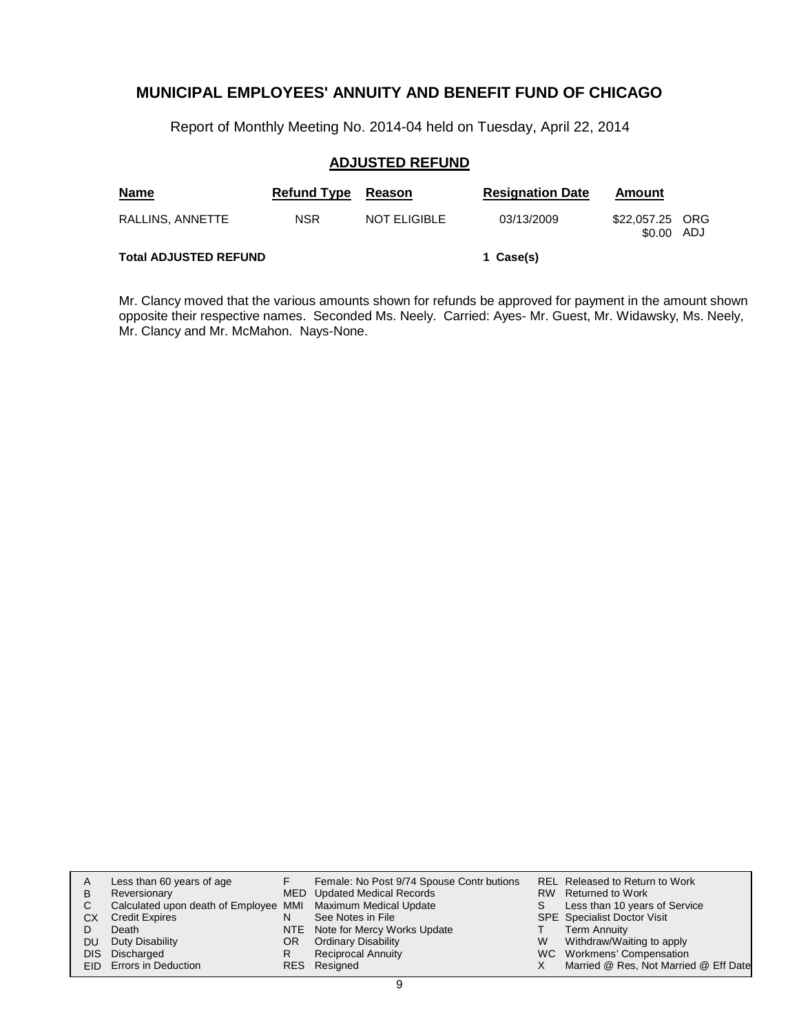# MUNICIPAL EMPLOYEES' ANNUITY AND BENEFIT FUND OF CHICAGO

Report of Monthly Meeting No. 2014-04 held on Tuesday, April 22, 2014

## ADJUSTED REFUND

| Name | Refund Type | Reason | Resignation Date | Amount | |
|---|---|---|---|---|---|
| RALLINS, ANNETTE | NSR | NOT ELIGIBLE | 03/13/2009 | \$22,057.25 | ORG |
| | | | | \$0.00 | ADJ |

**Total ADJUSTED REFUND** 1 Case(s)

Mr. Clancy moved that the various amounts shown for refunds be approved for payment in the amount shown opposite their respective names. Seconded Ms. Neely. Carried: Ayes- Mr. Guest, Mr. Widawsky, Ms. Neely, Mr. Clancy and Mr. McMahon. Nays-None.

| | | | | | |
|---|---|---|---|---|---|
| A | Less than 60 years of age | F | Female: No Post 9/74 Spouse Contr butions | REL | Released to Return to Work |
| B | Reversionary | MED | Updated Medical Records | RW | Returned to Work |
| C | Calculated upon death of Employee | MMI | Maximum Medical Update | S | Less than 10 years of Service |
| CX | Credit Expires | N | See Notes in File | SPE | Specialist Doctor Visit |
| D | Death | NTE | Note for Mercy Works Update | T | Term Annuity |
| DU | Duty Disability | OR | Ordinary Disability | W | Withdraw/Waiting to apply |
| DIS | Discharged | R | Reciprocal Annuity | WC | Workmens' Compensation |
| EID | Errors in Deduction | RES | Resigned | X | Married @ Res, Not Married @ Eff Date |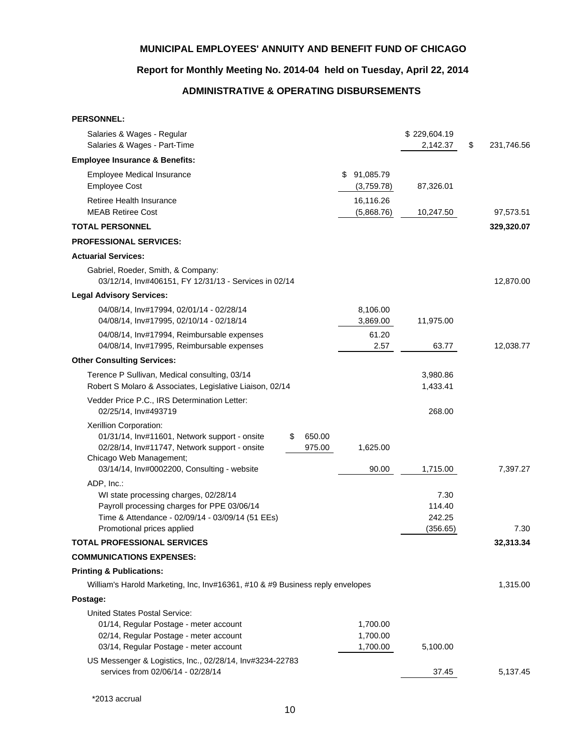# MUNICIPAL EMPLOYEES' ANNUITY AND BENEFIT FUND OF CHICAGO

## Report for Monthly Meeting No. 2014-04 held on Tuesday, April 22, 2014

## ADMINISTRATIVE & OPERATING DISBURSEMENTS

| Description | | | | |
|---|---|---|---|---|
| **PERSONNEL:** | | | | |
| Salaries & Wages - Regular | | | $ 229,604.19 | |
| Salaries & Wages - Part-Time | | | 2,142.37 | $ 231,746.56 |
| **Employee Insurance & Benefits:** | | | | |
| Employee Medical Insurance | | $ 91,085.79 | | |
| Employee Cost | | (3,759.78) | 87,326.01 | |
| Retiree Health Insurance | | 16,116.26 | | |
| MEAB Retiree Cost | | (5,868.76) | 10,247.50 | 97,573.51 |
| **TOTAL PERSONNEL** | | | | **329,320.07** |
| **PROFESSIONAL SERVICES:** | | | | |
| **Actuarial Services:** | | | | |
| Gabriel, Roeder, Smith, & Company: | | | | |
| 03/12/14, Inv#406151, FY 12/31/13 - Services in 02/14 | | | | 12,870.00 |
| **Legal Advisory Services:** | | | | |
| 04/08/14, Inv#17994, 02/01/14 - 02/28/14 | | 8,106.00 | | |
| 04/08/14, Inv#17995, 02/10/14 - 02/18/14 | | 3,869.00 | 11,975.00 | |
| 04/08/14, Inv#17994, Reimbursable expenses | | 61.20 | | |
| 04/08/14, Inv#17995, Reimbursable expenses | | 2.57 | 63.77 | 12,038.77 |
| **Other Consulting Services:** | | | | |
| Terence P Sullivan, Medical consulting, 03/14 | | | 3,980.86 | |
| Robert S Molaro & Associates, Legislative Liaison, 02/14 | | | 1,433.41 | |
| Vedder Price P.C., IRS Determination Letter: | | | | |
| 02/25/14, Inv#493719 | | | 268.00 | |
| Xerillion Corporation: | | | | |
| 01/31/14, Inv#11601, Network support - onsite | $ 650.00 | | | |
| 02/28/14, Inv#11747, Network support - onsite | 975.00 | 1,625.00 | | |
| Chicago Web Management; | | | | |
| 03/14/14, Inv#0002200, Consulting - website | | 90.00 | 1,715.00 | 7,397.27 |
| ADP, Inc.: | | | | |
| WI state processing charges, 02/28/14 | | | 7.30 | |
| Payroll processing charges for PPE 03/06/14 | | | 114.40 | |
| Time & Attendance - 02/09/14 - 03/09/14 (51 EEs) | | | 242.25 | |
| Promotional prices applied | | | (356.65) | 7.30 |
| **TOTAL PROFESSIONAL SERVICES** | | | | **32,313.34** |
| **COMMUNICATIONS EXPENSES:** | | | | |
| **Printing & Publications:** | | | | |
| William's Harold Marketing, Inc, Inv#16361, #10 & #9 Business reply envelopes | | | | 1,315.00 |
| **Postage:** | | | | |
| United States Postal Service: | | | | |
| 01/14, Regular Postage - meter account | | 1,700.00 | | |
| 02/14, Regular Postage - meter account | | 1,700.00 | | |
| 03/14, Regular Postage - meter account | | 1,700.00 | 5,100.00 | |
| US Messenger & Logistics, Inc., 02/28/14, Inv#3234-22783 services from 02/06/14 - 02/28/14 | | | 37.45 | 5,137.45 |

*2013 accrual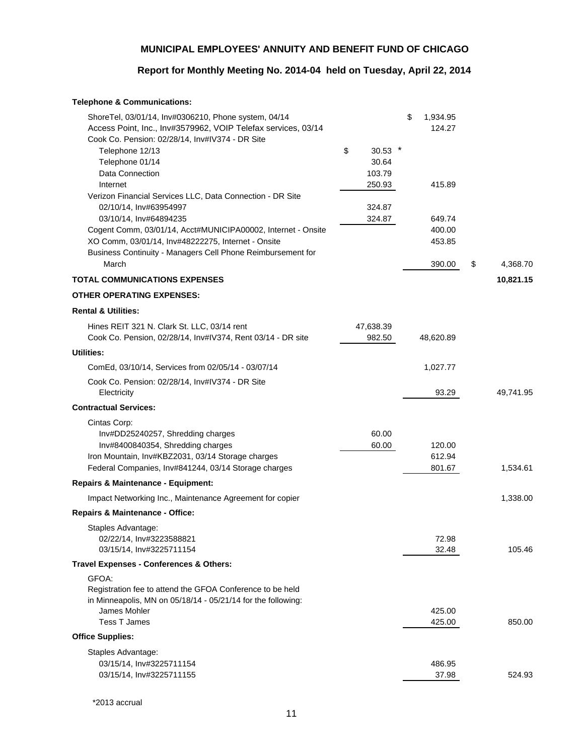## MUNICIPAL EMPLOYEES' ANNUITY AND BENEFIT FUND OF CHICAGO

### Report for Monthly Meeting No. 2014-04 held on Tuesday, April 22, 2014

| Description | | | |
|---|---|---|---|
| **Telephone & Communications:** | | | |
| ShoreTel, 03/01/14, Inv#0306210, Phone system, 04/14 | | $ 1,934.95 | |
| Access Point, Inc., Inv#3579962, VOIP Telefax services, 03/14 | | 124.27 | |
| Cook Co. Pension: 02/28/14, Inv#IV374 - DR Site | | | |
| Telephone 12/13 | $ 30.53 * | | |
| Telephone 01/14 | 30.64 | | |
| Data Connection | 103.79 | | |
| Internet | 250.93 | 415.89 | |
| Verizon Financial Services LLC, Data Connection - DR Site | | | |
| 02/10/14, Inv#63954997 | 324.87 | | |
| 03/10/14, Inv#64894235 | 324.87 | 649.74 | |
| Cogent Comm, 03/01/14, Acct#MUNICIPA00002, Internet - Onsite | | 400.00 | |
| XO Comm, 03/01/14, Inv#48222275, Internet - Onsite | | 453.85 | |
| Business Continuity - Managers Cell Phone Reimbursement for March | | 390.00 | $ 4,368.70 |
| **TOTAL COMMUNICATIONS EXPENSES** | | | **10,821.15** |
| **OTHER OPERATING EXPENSES:** | | | |
| **Rental & Utilities:** | | | |
| Hines REIT 321 N. Clark St. LLC, 03/14 rent | 47,638.39 | | |
| Cook Co. Pension, 02/28/14, Inv#IV374, Rent 03/14 - DR site | 982.50 | 48,620.89 | |
| **Utilities:** | | | |
| ComEd, 03/10/14, Services from 02/05/14 - 03/07/14 | | 1,027.77 | |
| Cook Co. Pension: 02/28/14, Inv#IV374 - DR Site | | | |
| Electricity | | 93.29 | 49,741.95 |
| **Contractual Services:** | | | |
| Cintas Corp: | | | |
| Inv#DD25240257, Shredding charges | 60.00 | | |
| Inv#8400840354, Shredding charges | 60.00 | 120.00 | |
| Iron Mountain, Inv#KBZ2031, 03/14 Storage charges | | 612.94 | |
| Federal Companies, Inv#841244, 03/14 Storage charges | | 801.67 | 1,534.61 |
| **Repairs & Maintenance - Equipment:** | | | |
| Impact Networking Inc., Maintenance Agreement for copier | | | 1,338.00 |
| **Repairs & Maintenance - Office:** | | | |
| Staples Advantage: | | | |
| 02/22/14, Inv#3223588821 | | 72.98 | |
| 03/15/14, Inv#3225711154 | | 32.48 | 105.46 |
| **Travel Expenses - Conferences & Others:** | | | |
| GFOA: | | | |
| Registration fee to attend the GFOA Conference to be held in Minneapolis, MN on 05/18/14 - 05/21/14 for the following: | | | |
| James Mohler | | 425.00 | |
| Tess T James | | 425.00 | 850.00 |
| **Office Supplies:** | | | |
| Staples Advantage: | | | |
| 03/15/14, Inv#3225711154 | | 486.95 | |
| 03/15/14, Inv#3225711155 | | 37.98 | 524.93 |

*2013 accrual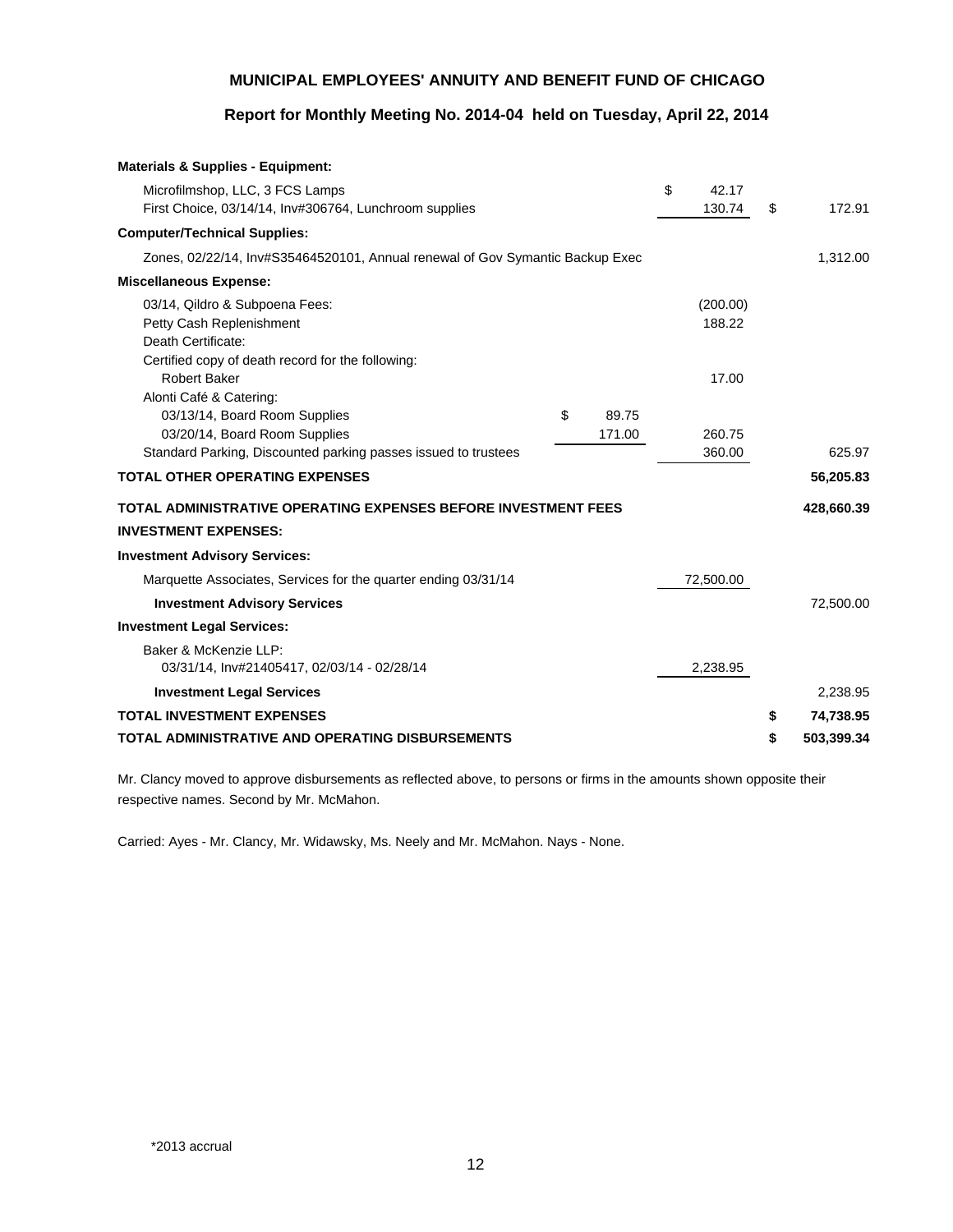**MUNICIPAL EMPLOYEES' ANNUITY AND BENEFIT FUND OF CHICAGO**

**Report for Monthly Meeting No. 2014-04 held on Tuesday, April 22, 2014**

| Description | | | |
|---|---|---|---|
| **Materials & Supplies - Equipment:** | | | |
| Microfilmshop, LLC, 3 FCS Lamps | | $ 42.17 | |
| First Choice, 03/14/14, Inv#306764, Lunchroom supplies | | 130.74 | $ 172.91 |
| **Computer/Technical Supplies:** | | | |
| Zones, 02/22/14, Inv#S35464520101, Annual renewal of Gov Symantic Backup Exec | | | 1,312.00 |
| **Miscellaneous Expense:** | | | |
| 03/14, Qildro & Subpoena Fees: | | (200.00) | |
| Petty Cash Replenishment | | 188.22 | |
| Death Certificate: | | | |
| Certified copy of death record for the following: | | | |
| Robert Baker | | 17.00 | |
| Alonti Café & Catering: | | | |
| 03/13/14, Board Room Supplies | $ 89.75 | | |
| 03/20/14, Board Room Supplies | 171.00 | 260.75 | |
| Standard Parking, Discounted parking passes issued to trustees | | 360.00 | 625.97 |
| **TOTAL OTHER OPERATING EXPENSES** | | | **56,205.83** |
| **TOTAL ADMINISTRATIVE OPERATING EXPENSES BEFORE INVESTMENT FEES** | | | **428,660.39** |
| **INVESTMENT EXPENSES:** | | | |
| **Investment Advisory Services:** | | | |
| Marquette Associates, Services for the quarter ending 03/31/14 | | 72,500.00 | |
| **Investment Advisory Services** | | | 72,500.00 |
| **Investment Legal Services:** | | | |
| Baker & McKenzie LLP: | | | |
| 03/31/14, Inv#21405417, 02/03/14 - 02/28/14 | | 2,238.95 | |
| **Investment Legal Services** | | | 2,238.95 |
| **TOTAL INVESTMENT EXPENSES** | | | **$ 74,738.95** |
| **TOTAL ADMINISTRATIVE AND OPERATING DISBURSEMENTS** | | | **$ 503,399.34** |

Mr. Clancy moved to approve disbursements as reflected above, to persons or firms in the amounts shown opposite their respective names. Second by Mr. McMahon.

Carried: Ayes - Mr. Clancy, Mr. Widawsky, Ms. Neely and Mr. McMahon. Nays - None.

*2013 accrual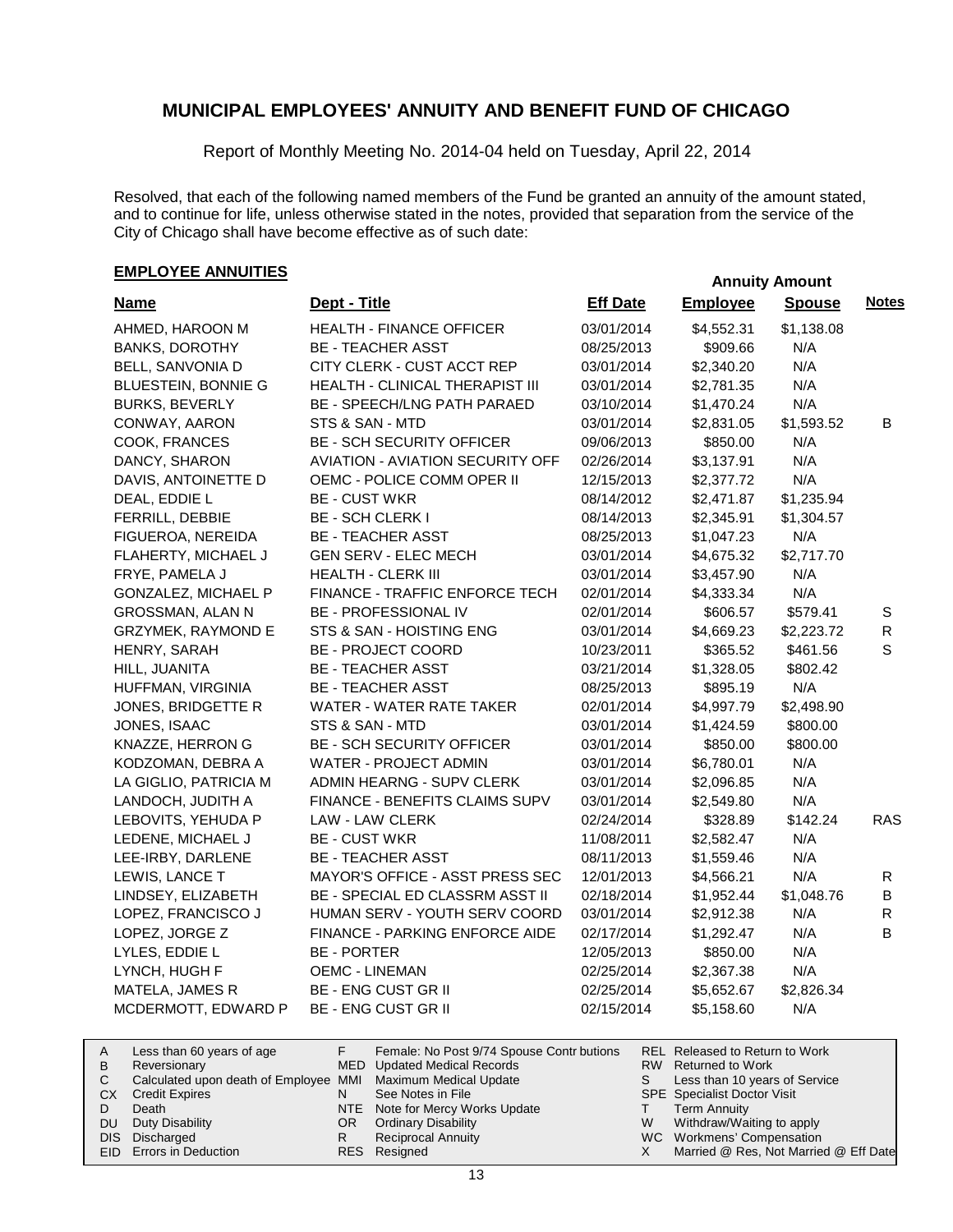# MUNICIPAL EMPLOYEES' ANNUITY AND BENEFIT FUND OF CHICAGO

Report of Monthly Meeting No. 2014-04 held on Tuesday, April 22, 2014

Resolved, that each of the following named members of the Fund be granted an annuity of the amount stated, and to continue for life, unless otherwise stated in the notes, provided that separation from the service of the City of Chicago shall have become effective as of such date:

## EMPLOYEE ANNUITIES

| Name | Dept - Title | Eff Date | Annuity Amount Employee | Annuity Amount Spouse | Notes |
|---|---|---|---|---|---|
| AHMED, HAROON M | HEALTH - FINANCE OFFICER | 03/01/2014 | $4,552.31 | $1,138.08 | |
| BANKS, DOROTHY | BE - TEACHER ASST | 08/25/2013 | $909.66 | N/A | |
| BELL, SANVONIA D | CITY CLERK - CUST ACCT REP | 03/01/2014 | $2,340.20 | N/A | |
| BLUESTEIN, BONNIE G | HEALTH - CLINICAL THERAPIST III | 03/01/2014 | $2,781.35 | N/A | |
| BURKS, BEVERLY | BE - SPEECH/LNG PATH PARAED | 03/10/2014 | $1,470.24 | N/A | |
| CONWAY, AARON | STS & SAN - MTD | 03/01/2014 | $2,831.05 | $1,593.52 | B |
| COOK, FRANCES | BE - SCH SECURITY OFFICER | 09/06/2013 | $850.00 | N/A | |
| DANCY, SHARON | AVIATION - AVIATION SECURITY OFF | 02/26/2014 | $3,137.91 | N/A | |
| DAVIS, ANTOINETTE D | OEMC - POLICE COMM OPER II | 12/15/2013 | $2,377.72 | N/A | |
| DEAL, EDDIE L | BE - CUST WKR | 08/14/2012 | $2,471.87 | $1,235.94 | |
| FERRILL, DEBBIE | BE - SCH CLERK I | 08/14/2013 | $2,345.91 | $1,304.57 | |
| FIGUEROA, NEREIDA | BE - TEACHER ASST | 08/25/2013 | $1,047.23 | N/A | |
| FLAHERTY, MICHAEL J | GEN SERV - ELEC MECH | 03/01/2014 | $4,675.32 | $2,717.70 | |
| FRYE, PAMELA J | HEALTH - CLERK III | 03/01/2014 | $3,457.90 | N/A | |
| GONZALEZ, MICHAEL P | FINANCE - TRAFFIC ENFORCE TECH | 02/01/2014 | $4,333.34 | N/A | |
| GROSSMAN, ALAN N | BE - PROFESSIONAL IV | 02/01/2014 | $606.57 | $579.41 | S |
| GRZYMEK, RAYMOND E | STS & SAN - HOISTING ENG | 03/01/2014 | $4,669.23 | $2,223.72 | R |
| HENRY, SARAH | BE - PROJECT COORD | 10/23/2011 | $365.52 | $461.56 | S |
| HILL, JUANITA | BE - TEACHER ASST | 03/21/2014 | $1,328.05 | $802.42 | |
| HUFFMAN, VIRGINIA | BE - TEACHER ASST | 08/25/2013 | $895.19 | N/A | |
| JONES, BRIDGETTE R | WATER - WATER RATE TAKER | 02/01/2014 | $4,997.79 | $2,498.90 | |
| JONES, ISAAC | STS & SAN - MTD | 03/01/2014 | $1,424.59 | $800.00 | |
| KNAZZE, HERRON G | BE - SCH SECURITY OFFICER | 03/01/2014 | $850.00 | $800.00 | |
| KODZOMAN, DEBRA A | WATER - PROJECT ADMIN | 03/01/2014 | $6,780.01 | N/A | |
| LA GIGLIO, PATRICIA M | ADMIN HEARNG - SUPV CLERK | 03/01/2014 | $2,096.85 | N/A | |
| LANDOCH, JUDITH A | FINANCE - BENEFITS CLAIMS SUPV | 03/01/2014 | $2,549.80 | N/A | |
| LEBOVITS, YEHUDA P | LAW - LAW CLERK | 02/24/2014 | $328.89 | $142.24 | RAS |
| LEDENE, MICHAEL J | BE - CUST WKR | 11/08/2011 | $2,582.47 | N/A | |
| LEE-IRBY, DARLENE | BE - TEACHER ASST | 08/11/2013 | $1,559.46 | N/A | |
| LEWIS, LANCE T | MAYOR'S OFFICE - ASST PRESS SEC | 12/01/2013 | $4,566.21 | N/A | R |
| LINDSEY, ELIZABETH | BE - SPECIAL ED CLASSRM ASST II | 02/18/2014 | $1,952.44 | $1,048.76 | B |
| LOPEZ, FRANCISCO J | HUMAN SERV - YOUTH SERV COORD | 03/01/2014 | $2,912.38 | N/A | R |
| LOPEZ, JORGE Z | FINANCE - PARKING ENFORCE AIDE | 02/17/2014 | $1,292.47 | N/A | B |
| LYLES, EDDIE L | BE - PORTER | 12/05/2013 | $850.00 | N/A | |
| LYNCH, HUGH F | OEMC - LINEMAN | 02/25/2014 | $2,367.38 | N/A | |
| MATELA, JAMES R | BE - ENG CUST GR II | 02/25/2014 | $5,652.67 | $2,826.34 | |
| MCDERMOTT, EDWARD P | BE - ENG CUST GR II | 02/15/2014 | $5,158.60 | N/A | |

| Code | Meaning | Code | Meaning | Code | Meaning |
|---|---|---|---|---|---|
| A | Less than 60 years of age | F | Female: No Post 9/74 Spouse Contributions | REL | Released to Return to Work |
| B | Reversionary | MED | Updated Medical Records | RW | Returned to Work |
| C | Calculated upon death of Employee | MMI | Maximum Medical Update | S | Less than 10 years of Service |
| CX | Credit Expires | N | See Notes in File | SPE | Specialist Doctor Visit |
| D | Death | NTE | Note for Mercy Works Update | T | Term Annuity |
| DU | Duty Disability | OR | Ordinary Disability | W | Withdraw/Waiting to apply |
| DIS | Discharged | R | Reciprocal Annuity | WC | Workmens' Compensation |
| EID | Errors in Deduction | RES | Resigned | X | Married @ Res, Not Married @ Eff Date |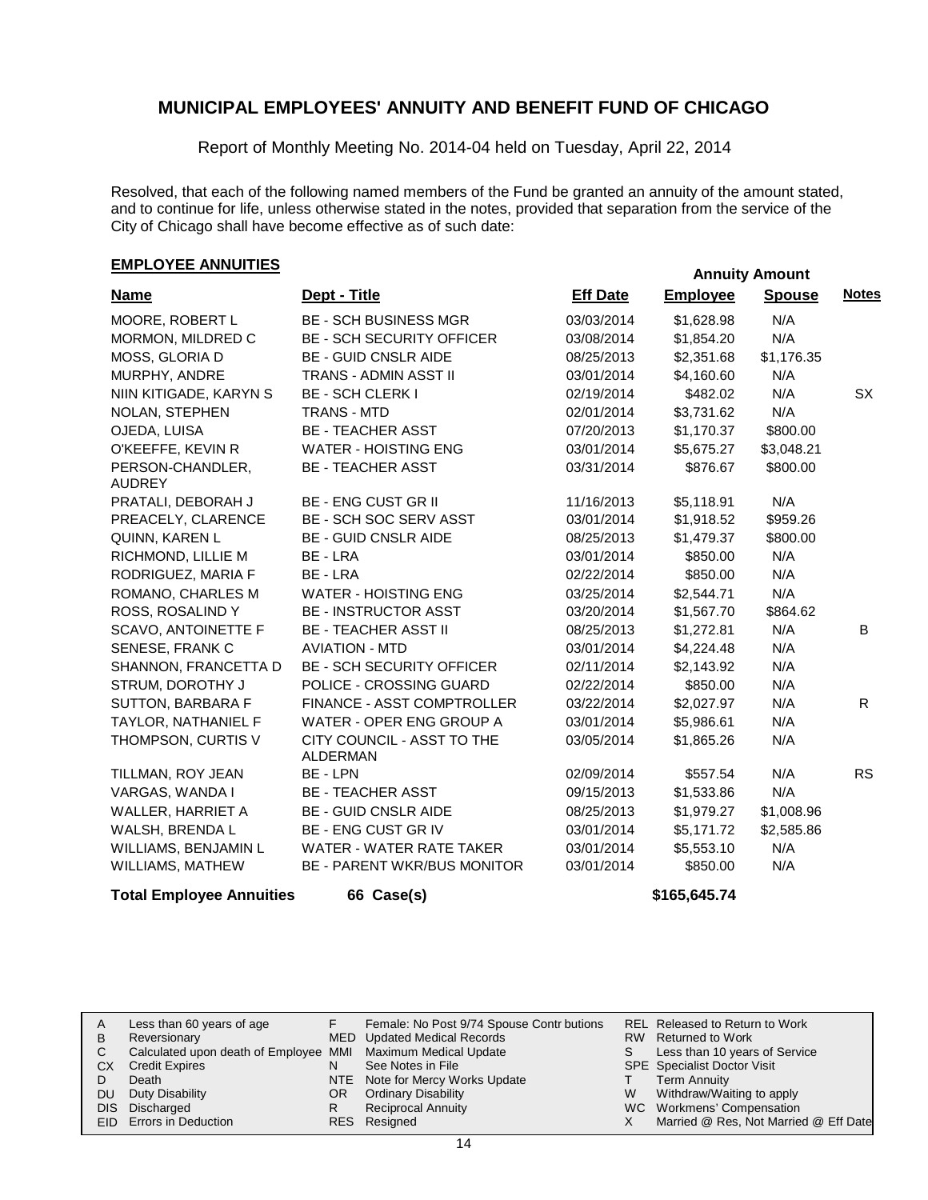# MUNICIPAL EMPLOYEES' ANNUITY AND BENEFIT FUND OF CHICAGO

Report of Monthly Meeting No. 2014-04 held on Tuesday, April 22, 2014

Resolved, that each of the following named members of the Fund be granted an annuity of the amount stated, and to continue for life, unless otherwise stated in the notes, provided that separation from the service of the City of Chicago shall have become effective as of such date:

## EMPLOYEE ANNUITIES

| Name | Dept - Title | Eff Date | Annuity Amount Employee | Annuity Amount Spouse | Notes |
|---|---|---|---|---|---|
| MOORE, ROBERT L | BE - SCH BUSINESS MGR | 03/03/2014 | $1,628.98 | N/A | |
| MORMON, MILDRED C | BE - SCH SECURITY OFFICER | 03/08/2014 | $1,854.20 | N/A | |
| MOSS, GLORIA D | BE - GUID CNSLR AIDE | 08/25/2013 | $2,351.68 | $1,176.35 | |
| MURPHY, ANDRE | TRANS - ADMIN ASST II | 03/01/2014 | $4,160.60 | N/A | |
| NIIN KITIGADE, KARYN S | BE - SCH CLERK I | 02/19/2014 | $482.02 | N/A | SX |
| NOLAN, STEPHEN | TRANS - MTD | 02/01/2014 | $3,731.62 | N/A | |
| OJEDA, LUISA | BE - TEACHER ASST | 07/20/2013 | $1,170.37 | $800.00 | |
| O'KEEFFE, KEVIN R | WATER - HOISTING ENG | 03/01/2014 | $5,675.27 | $3,048.21 | |
| PERSON-CHANDLER, AUDREY | BE - TEACHER ASST | 03/31/2014 | $876.67 | $800.00 | |
| PRATALI, DEBORAH J | BE - ENG CUST GR II | 11/16/2013 | $5,118.91 | N/A | |
| PREACELY, CLARENCE | BE - SCH SOC SERV ASST | 03/01/2014 | $1,918.52 | $959.26 | |
| QUINN, KAREN L | BE - GUID CNSLR AIDE | 08/25/2013 | $1,479.37 | $800.00 | |
| RICHMOND, LILLIE M | BE - LRA | 03/01/2014 | $850.00 | N/A | |
| RODRIGUEZ, MARIA F | BE - LRA | 02/22/2014 | $850.00 | N/A | |
| ROMANO, CHARLES M | WATER - HOISTING ENG | 03/25/2014 | $2,544.71 | N/A | |
| ROSS, ROSALIND Y | BE - INSTRUCTOR ASST | 03/20/2014 | $1,567.70 | $864.62 | |
| SCAVO, ANTOINETTE F | BE - TEACHER ASST II | 08/25/2013 | $1,272.81 | N/A | B |
| SENESE, FRANK C | AVIATION - MTD | 03/01/2014 | $4,224.48 | N/A | |
| SHANNON, FRANCETTA D | BE - SCH SECURITY OFFICER | 02/11/2014 | $2,143.92 | N/A | |
| STRUM, DOROTHY J | POLICE - CROSSING GUARD | 02/22/2014 | $850.00 | N/A | |
| SUTTON, BARBARA F | FINANCE - ASST COMPTROLLER | 03/22/2014 | $2,027.97 | N/A | R |
| TAYLOR, NATHANIEL F | WATER - OPER ENG GROUP A | 03/01/2014 | $5,986.61 | N/A | |
| THOMPSON, CURTIS V | CITY COUNCIL - ASST TO THE ALDERMAN | 03/05/2014 | $1,865.26 | N/A | |
| TILLMAN, ROY JEAN | BE - LPN | 02/09/2014 | $557.54 | N/A | RS |
| VARGAS, WANDA I | BE - TEACHER ASST | 09/15/2013 | $1,533.86 | N/A | |
| WALLER, HARRIET A | BE - GUID CNSLR AIDE | 08/25/2013 | $1,979.27 | $1,008.96 | |
| WALSH, BRENDA L | BE - ENG CUST GR IV | 03/01/2014 | $5,171.72 | $2,585.86 | |
| WILLIAMS, BENJAMIN L | WATER - WATER RATE TAKER | 03/01/2014 | $5,553.10 | N/A | |
| WILLIAMS, MATHEW | BE - PARENT WKR/BUS MONITOR | 03/01/2014 | $850.00 | N/A | |
| **Total Employee Annuities** | **66 Case(s)** | | **$165,645.74** | | |

| | | | | | |
|---|---|---|---|---|---|
| A | Less than 60 years of age | F | Female: No Post 9/74 Spouse Contr butions | REL | Released to Return to Work |
| B | Reversionary | MED | Updated Medical Records | RW | Returned to Work |
| C | Calculated upon death of Employee | MMI | Maximum Medical Update | S | Less than 10 years of Service |
| CX | Credit Expires | N | See Notes in File | SPE | Specialist Doctor Visit |
| D | Death | NTE | Note for Mercy Works Update | T | Term Annuity |
| DU | Duty Disability | OR | Ordinary Disability | W | Withdraw/Waiting to apply |
| DIS | Discharged | R | Reciprocal Annuity | WC | Workmens' Compensation |
| EID | Errors in Deduction | RES | Resigned | X | Married @ Res, Not Married @ Eff Date |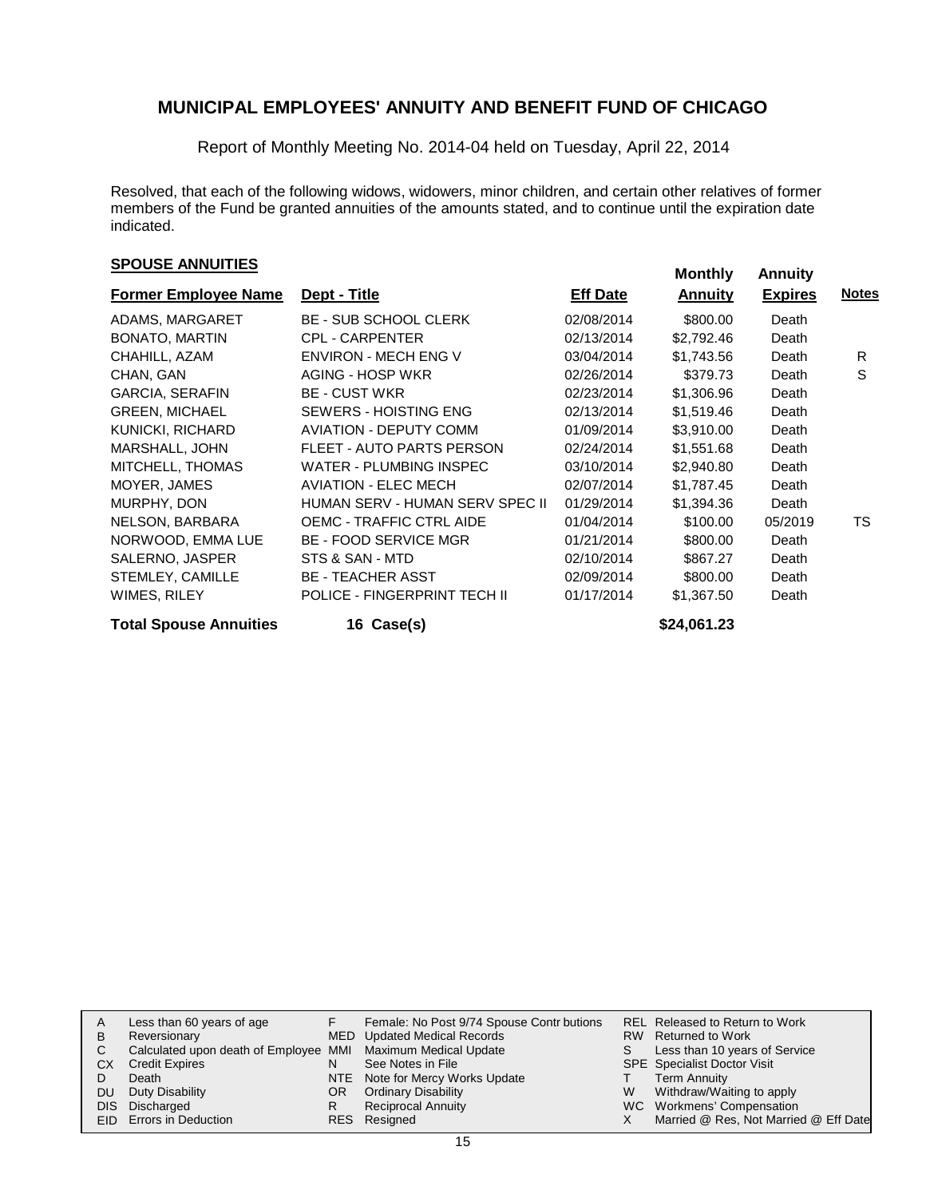# MUNICIPAL EMPLOYEES' ANNUITY AND BENEFIT FUND OF CHICAGO

Report of Monthly Meeting No. 2014-04 held on Tuesday, April 22, 2014

Resolved, that each of the following widows, widowers, minor children, and certain other relatives of former members of the Fund be granted annuities of the amounts stated, and to continue until the expiration date indicated.

## SPOUSE ANNUITIES

| Former Employee Name | Dept - Title | Eff Date | Monthly Annuity | Annuity Expires | Notes |
|---|---|---|---|---|---|
| ADAMS, MARGARET | BE - SUB SCHOOL CLERK | 02/08/2014 | $800.00 | Death | |
| BONATO, MARTIN | CPL - CARPENTER | 02/13/2014 | $2,792.46 | Death | |
| CHAHILL, AZAM | ENVIRON - MECH ENG V | 03/04/2014 | $1,743.56 | Death | R |
| CHAN, GAN | AGING - HOSP WKR | 02/26/2014 | $379.73 | Death | S |
| GARCIA, SERAFIN | BE - CUST WKR | 02/23/2014 | $1,306.96 | Death | |
| GREEN, MICHAEL | SEWERS - HOISTING ENG | 02/13/2014 | $1,519.46 | Death | |
| KUNICKI, RICHARD | AVIATION - DEPUTY COMM | 01/09/2014 | $3,910.00 | Death | |
| MARSHALL, JOHN | FLEET - AUTO PARTS PERSON | 02/24/2014 | $1,551.68 | Death | |
| MITCHELL, THOMAS | WATER - PLUMBING INSPEC | 03/10/2014 | $2,940.80 | Death | |
| MOYER, JAMES | AVIATION - ELEC MECH | 02/07/2014 | $1,787.45 | Death | |
| MURPHY, DON | HUMAN SERV - HUMAN SERV SPEC II | 01/29/2014 | $1,394.36 | Death | |
| NELSON, BARBARA | OEMC - TRAFFIC CTRL AIDE | 01/04/2014 | $100.00 | 05/2019 | TS |
| NORWOOD, EMMA LUE | BE - FOOD SERVICE MGR | 01/21/2014 | $800.00 | Death | |
| SALERNO, JASPER | STS & SAN - MTD | 02/10/2014 | $867.27 | Death | |
| STEMLEY, CAMILLE | BE - TEACHER ASST | 02/09/2014 | $800.00 | Death | |
| WIMES, RILEY | POLICE - FINGERPRINT TECH II | 01/17/2014 | $1,367.50 | Death | |
| **Total Spouse Annuities** | **16 Case(s)** | | **$24,061.23** | | |

| | | | | | |
|---|---|---|---|---|---|
| A | Less than 60 years of age | F | Female: No Post 9/74 Spouse Contributions | REL | Released to Return to Work |
| B | Reversionary | MED | Updated Medical Records | RW | Returned to Work |
| C | Calculated upon death of Employee | MMI | Maximum Medical Update | S | Less than 10 years of Service |
| CX | Credit Expires | N | See Notes in File | SPE | Specialist Doctor Visit |
| D | Death | NTE | Note for Mercy Works Update | T | Term Annuity |
| DU | Duty Disability | OR | Ordinary Disability | W | Withdraw/Waiting to apply |
| DIS | Discharged | R | Reciprocal Annuity | WC | Workmens' Compensation |
| EID | Errors in Deduction | RES | Resigned | X | Married @ Res, Not Married @ Eff Date |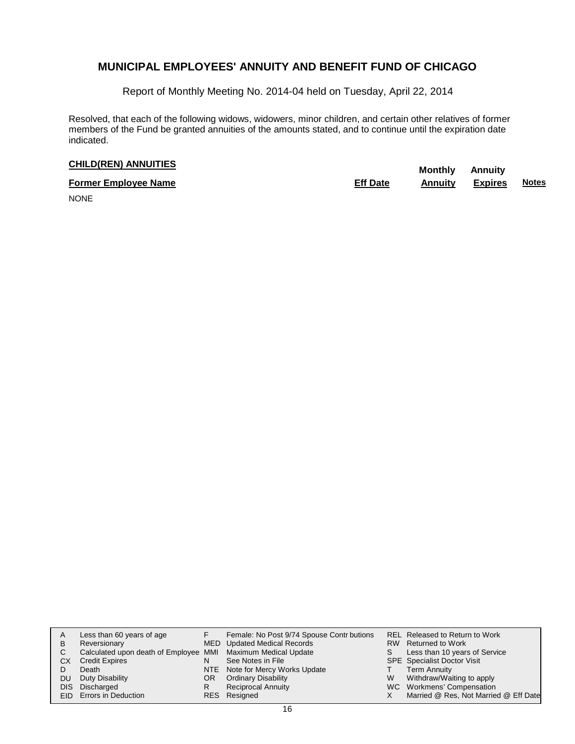# MUNICIPAL EMPLOYEES' ANNUITY AND BENEFIT FUND OF CHICAGO

Report of Monthly Meeting No. 2014-04 held on Tuesday, April 22, 2014

Resolved, that each of the following widows, widowers, minor children, and certain other relatives of former members of the Fund be granted annuities of the amounts stated, and to continue until the expiration date indicated.

**CHILD(REN) ANNUITIES**

| Former Employee Name | Eff Date | Monthly Annuity | Annuity Expires | Notes |
|---|---|---|---|---|
| NONE | | | | |

| | | | | | |
|---|---|---|---|---|---|
| A | Less than 60 years of age | F | Female: No Post 9/74 Spouse Contr butions | REL | Released to Return to Work |
| B | Reversionary | MED | Updated Medical Records | RW | Returned to Work |
| C | Calculated upon death of Employee | MMI | Maximum Medical Update | S | Less than 10 years of Service |
| CX | Credit Expires | N | See Notes in File | SPE | Specialist Doctor Visit |
| D | Death | NTE | Note for Mercy Works Update | T | Term Annuity |
| DU | Duty Disability | OR | Ordinary Disability | W | Withdraw/Waiting to apply |
| DIS | Discharged | R | Reciprocal Annuity | WC | Workmens' Compensation |
| EID | Errors in Deduction | RES | Resigned | X | Married @ Res, Not Married @ Eff Date |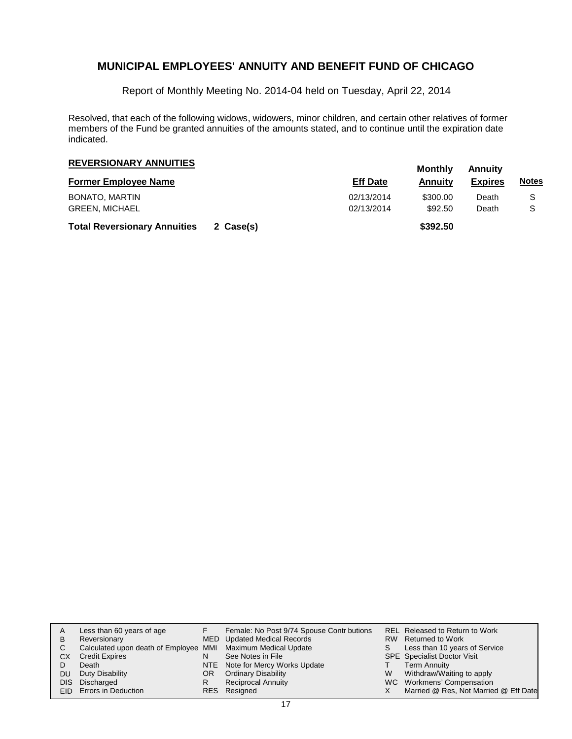# MUNICIPAL EMPLOYEES' ANNUITY AND BENEFIT FUND OF CHICAGO

Report of Monthly Meeting No. 2014-04 held on Tuesday, April 22, 2014

Resolved, that each of the following widows, widowers, minor children, and certain other relatives of former members of the Fund be granted annuities of the amounts stated, and to continue until the expiration date indicated.

## REVERSIONARY ANNUITIES

| Former Employee Name | | Eff Date | Monthly Annuity | Annuity Expires | Notes |
|---|---|---|---|---|---|
| BONATO, MARTIN | | 02/13/2014 | \$300.00 | Death | S |
| GREEN, MICHAEL | | 02/13/2014 | \$92.50 | Death | S |
| **Total Reversionary Annuities** | **2 Case(s)** | | **\$392.50** | | |

| | | | | | |
|---|---|---|---|---|---|
| A | Less than 60 years of age | F | Female: No Post 9/74 Spouse Contr butions | REL | Released to Return to Work |
| B | Reversionary | MED | Updated Medical Records | RW | Returned to Work |
| C | Calculated upon death of Employee | MMI | Maximum Medical Update | S | Less than 10 years of Service |
| CX | Credit Expires | N | See Notes in File | SPE | Specialist Doctor Visit |
| D | Death | NTE | Note for Mercy Works Update | T | Term Annuity |
| DU | Duty Disability | OR | Ordinary Disability | W | Withdraw/Waiting to apply |
| DIS | Discharged | R | Reciprocal Annuity | WC | Workmens' Compensation |
| EID | Errors in Deduction | RES | Resigned | X | Married @ Res, Not Married @ Eff Date |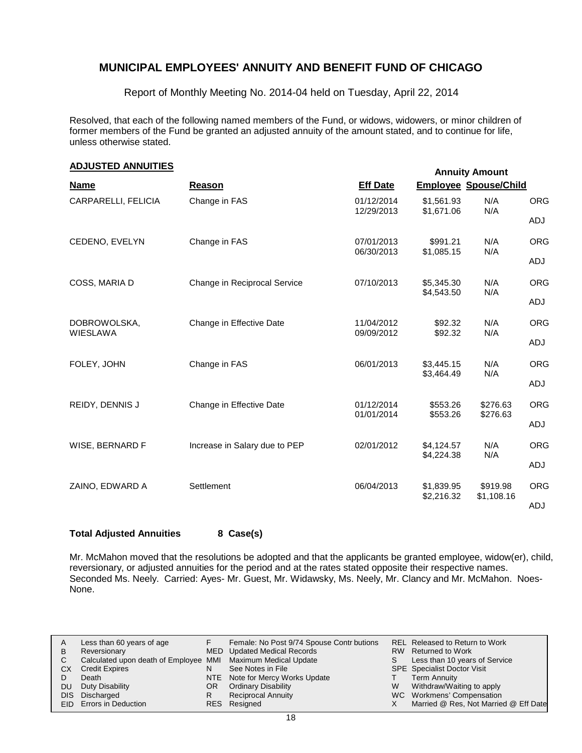# MUNICIPAL EMPLOYEES' ANNUITY AND BENEFIT FUND OF CHICAGO

Report of Monthly Meeting No. 2014-04 held on Tuesday, April 22, 2014

Resolved, that each of the following named members of the Fund, or widows, widowers, or minor children of former members of the Fund be granted an adjusted annuity of the amount stated, and to continue for life, unless otherwise stated.

## ADJUSTED ANNUITIES

| Name | Reason | Eff Date | Annuity Amount Employee | Annuity Amount Spouse/Child | |
|---|---|---|---|---|---|
| CARPARELLI, FELICIA | Change in FAS | 01/12/2014 | $1,561.93 | N/A | ORG |
| | | 12/29/2013 | $1,671.06 | N/A | ADJ |
| CEDENO, EVELYN | Change in FAS | 07/01/2013 | $991.21 | N/A | ORG |
| | | 06/30/2013 | $1,085.15 | N/A | ADJ |
| COSS, MARIA D | Change in Reciprocal Service | 07/10/2013 | $5,345.30 | N/A | ORG |
| | | | $4,543.50 | N/A | ADJ |
| DOBROWOLSKA, WIESLAWA | Change in Effective Date | 11/04/2012 | $92.32 | N/A | ORG |
| | | 09/09/2012 | $92.32 | N/A | ADJ |
| FOLEY, JOHN | Change in FAS | 06/01/2013 | $3,445.15 | N/A | ORG |
| | | | $3,464.49 | N/A | ADJ |
| REIDY, DENNIS J | Change in Effective Date | 01/12/2014 | $553.26 | $276.63 | ORG |
| | | 01/01/2014 | $553.26 | $276.63 | ADJ |
| WISE, BERNARD F | Increase in Salary due to PEP | 02/01/2012 | $4,124.57 | N/A | ORG |
| | | | $4,224.38 | N/A | ADJ |
| ZAINO, EDWARD A | Settlement | 06/04/2013 | $1,839.95 | $919.98 | ORG |
| | | | $2,216.32 | $1,108.16 | ADJ |

**Total Adjusted Annuities 8 Case(s)**

Mr. McMahon moved that the resolutions be adopted and that the applicants be granted employee, widow(er), child, reversionary, or adjusted annuities for the period and at the rates stated opposite their respective names. Seconded Ms. Neely. Carried: Ayes- Mr. Guest, Mr. Widawsky, Ms. Neely, Mr. Clancy and Mr. McMahon. Noes- None.

| | | | | | |
|---|---|---|---|---|---|
| A | Less than 60 years of age | F | Female: No Post 9/74 Spouse Contr butions | REL | Released to Return to Work |
| B | Reversionary | MED | Updated Medical Records | RW | Returned to Work |
| C | Calculated upon death of Employee | MMI | Maximum Medical Update | S | Less than 10 years of Service |
| CX | Credit Expires | N | See Notes in File | SPE | Specialist Doctor Visit |
| D | Death | NTE | Note for Mercy Works Update | T | Term Annuity |
| DU | Duty Disability | OR | Ordinary Disability | W | Withdraw/Waiting to apply |
| DIS | Discharged | R | Reciprocal Annuity | WC | Workmens' Compensation |
| EID | Errors in Deduction | RES | Resigned | X | Married @ Res, Not Married @ Eff Date |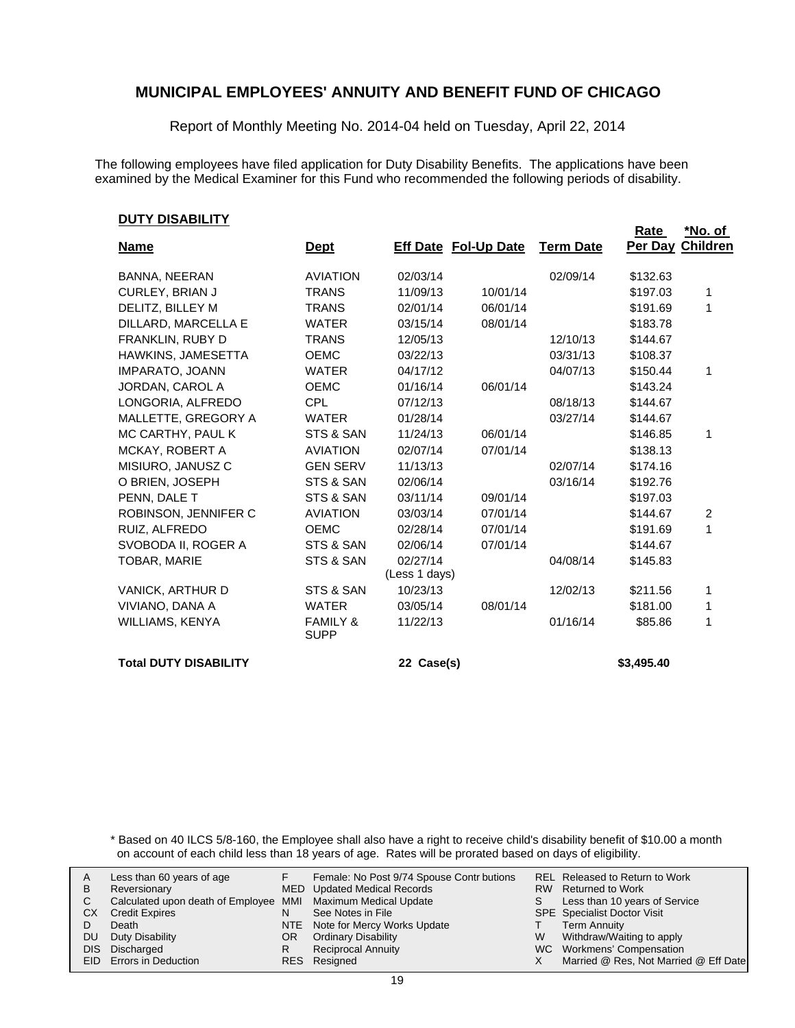# MUNICIPAL EMPLOYEES' ANNUITY AND BENEFIT FUND OF CHICAGO

Report of Monthly Meeting No. 2014-04 held on Tuesday, April 22, 2014

The following employees have filed application for Duty Disability Benefits. The applications have been examined by the Medical Examiner for this Fund who recommended the following periods of disability.

## DUTY DISABILITY

| Name | Dept | Eff Date | Fol-Up Date | Term Date | Rate Per Day | *No. of Children |
|---|---|---|---|---|---|---|
| BANNA, NEERAN | AVIATION | 02/03/14 | | 02/09/14 | $132.63 | |
| CURLEY, BRIAN J | TRANS | 11/09/13 | 10/01/14 | | $197.03 | 1 |
| DELITZ, BILLEY M | TRANS | 02/01/14 | 06/01/14 | | $191.69 | 1 |
| DILLARD, MARCELLA E | WATER | 03/15/14 | 08/01/14 | | $183.78 | |
| FRANKLIN, RUBY D | TRANS | 12/05/13 | | 12/10/13 | $144.67 | |
| HAWKINS, JAMESETTA | OEMC | 03/22/13 | | 03/31/13 | $108.37 | |
| IMPARATO, JOANN | WATER | 04/17/12 | | 04/07/13 | $150.44 | 1 |
| JORDAN, CAROL A | OEMC | 01/16/14 | 06/01/14 | | $143.24 | |
| LONGORIA, ALFREDO | CPL | 07/12/13 | | 08/18/13 | $144.67 | |
| MALLETTE, GREGORY A | WATER | 01/28/14 | | 03/27/14 | $144.67 | |
| MC CARTHY, PAUL K | STS & SAN | 11/24/13 | 06/01/14 | | $146.85 | 1 |
| MCKAY, ROBERT A | AVIATION | 02/07/14 | 07/01/14 | | $138.13 | |
| MISIURO, JANUSZ C | GEN SERV | 11/13/13 | | 02/07/14 | $174.16 | |
| O BRIEN, JOSEPH | STS & SAN | 02/06/14 | | 03/16/14 | $192.76 | |
| PENN, DALE T | STS & SAN | 03/11/14 | 09/01/14 | | $197.03 | |
| ROBINSON, JENNIFER C | AVIATION | 03/03/14 | 07/01/14 | | $144.67 | 2 |
| RUIZ, ALFREDO | OEMC | 02/28/14 | 07/01/14 | | $191.69 | 1 |
| SVOBODA II, ROGER A | STS & SAN | 02/06/14 | 07/01/14 | | $144.67 | |
| TOBAR, MARIE | STS & SAN | 02/27/14 (Less 1 days) | | 04/08/14 | $145.83 | |
| VANICK, ARTHUR D | STS & SAN | 10/23/13 | | 12/02/13 | $211.56 | 1 |
| VIVIANO, DANA A | WATER | 03/05/14 | 08/01/14 | | $181.00 | 1 |
| WILLIAMS, KENYA | FAMILY & SUPP | 11/22/13 | | 01/16/14 | $85.86 | 1 |
| **Total DUTY DISABILITY** | | **22 Case(s)** | | | **$3,495.40** | |

\* Based on 40 ILCS 5/8-160, the Employee shall also have a right to receive child's disability benefit of $10.00 a month on account of each child less than 18 years of age. Rates will be prorated based on days of eligibility.

| | | | | | |
|---|---|---|---|---|---|
| A | Less than 60 years of age | F | Female: No Post 9/74 Spouse Contr butions | REL | Released to Return to Work |
| B | Reversionary | MED | Updated Medical Records | RW | Returned to Work |
| C | Calculated upon death of Employee | MMI | Maximum Medical Update | S | Less than 10 years of Service |
| CX | Credit Expires | N | See Notes in File | SPE | Specialist Doctor Visit |
| D | Death | NTE | Note for Mercy Works Update | T | Term Annuity |
| DU | Duty Disability | OR | Ordinary Disability | W | Withdraw/Waiting to apply |
| DIS | Discharged | R | Reciprocal Annuity | WC | Workmens' Compensation |
| EID | Errors in Deduction | RES | Resigned | X | Married @ Res, Not Married @ Eff Date |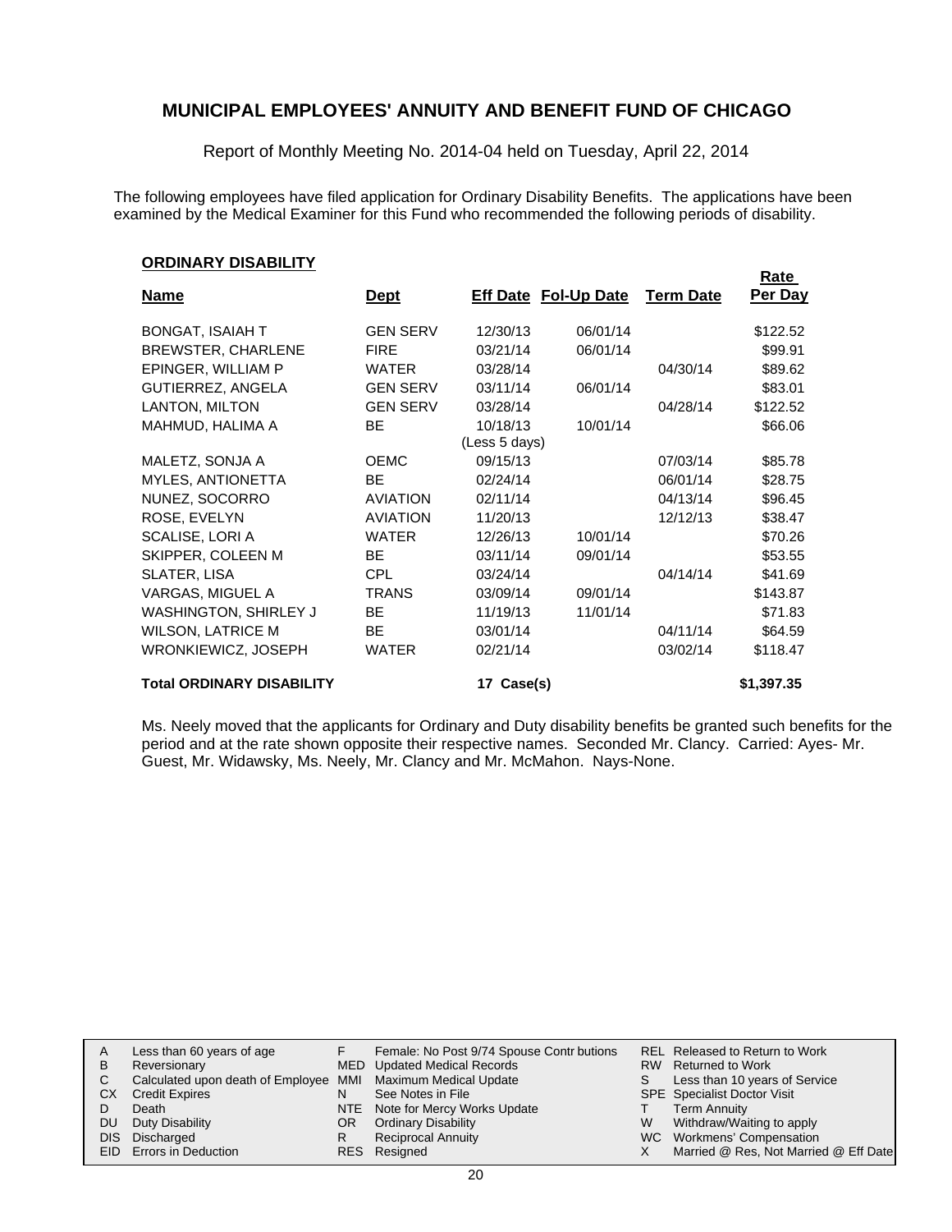# MUNICIPAL EMPLOYEES' ANNUITY AND BENEFIT FUND OF CHICAGO

Report of Monthly Meeting No. 2014-04 held on Tuesday, April 22, 2014

The following employees have filed application for Ordinary Disability Benefits. The applications have been examined by the Medical Examiner for this Fund who recommended the following periods of disability.

## ORDINARY DISABILITY

| Name | Dept | Eff Date | Fol-Up Date | Term Date | Rate Per Day |
|---|---|---|---|---|---|
| BONGAT, ISAIAH T | GEN SERV | 12/30/13 | 06/01/14 | | $122.52 |
| BREWSTER, CHARLENE | FIRE | 03/21/14 | 06/01/14 | | $99.91 |
| EPINGER, WILLIAM P | WATER | 03/28/14 | | 04/30/14 | $89.62 |
| GUTIERREZ, ANGELA | GEN SERV | 03/11/14 | 06/01/14 | | $83.01 |
| LANTON, MILTON | GEN SERV | 03/28/14 | | 04/28/14 | $122.52 |
| MAHMUD, HALIMA A | BE | 10/18/13 (Less 5 days) | 10/01/14 | | $66.06 |
| MALETZ, SONJA A | OEMC | 09/15/13 | | 07/03/14 | $85.78 |
| MYLES, ANTIONETTA | BE | 02/24/14 | | 06/01/14 | $28.75 |
| NUNEZ, SOCORRO | AVIATION | 02/11/14 | | 04/13/14 | $96.45 |
| ROSE, EVELYN | AVIATION | 11/20/13 | | 12/12/13 | $38.47 |
| SCALISE, LORI A | WATER | 12/26/13 | 10/01/14 | | $70.26 |
| SKIPPER, COLEEN M | BE | 03/11/14 | 09/01/14 | | $53.55 |
| SLATER, LISA | CPL | 03/24/14 | | 04/14/14 | $41.69 |
| VARGAS, MIGUEL A | TRANS | 03/09/14 | 09/01/14 | | $143.87 |
| WASHINGTON, SHIRLEY J | BE | 11/19/13 | 11/01/14 | | $71.83 |
| WILSON, LATRICE M | BE | 03/01/14 | | 04/11/14 | $64.59 |
| WRONKIEWICZ, JOSEPH | WATER | 02/21/14 | | 03/02/14 | $118.47 |
| **Total ORDINARY DISABILITY** | | **17 Case(s)** | | | **$1,397.35** |

Ms. Neely moved that the applicants for Ordinary and Duty disability benefits be granted such benefits for the period and at the rate shown opposite their respective names. Seconded Mr. Clancy. Carried: Ayes- Mr. Guest, Mr. Widawsky, Ms. Neely, Mr. Clancy and Mr. McMahon. Nays-None.

| | | | | | |
|---|---|---|---|---|---|
| A | Less than 60 years of age | F | Female: No Post 9/74 Spouse Contr butions | REL | Released to Return to Work |
| B | Reversionary | MED | Updated Medical Records | RW | Returned to Work |
| C | Calculated upon death of Employee | MMI | Maximum Medical Update | S | Less than 10 years of Service |
| CX | Credit Expires | N | See Notes in File | SPE | Specialist Doctor Visit |
| D | Death | NTE | Note for Mercy Works Update | T | Term Annuity |
| DU | Duty Disability | OR | Ordinary Disability | W | Withdraw/Waiting to apply |
| DIS | Discharged | R | Reciprocal Annuity | WC | Workmens' Compensation |
| EID | Errors in Deduction | RES | Resigned | X | Married @ Res, Not Married @ Eff Date |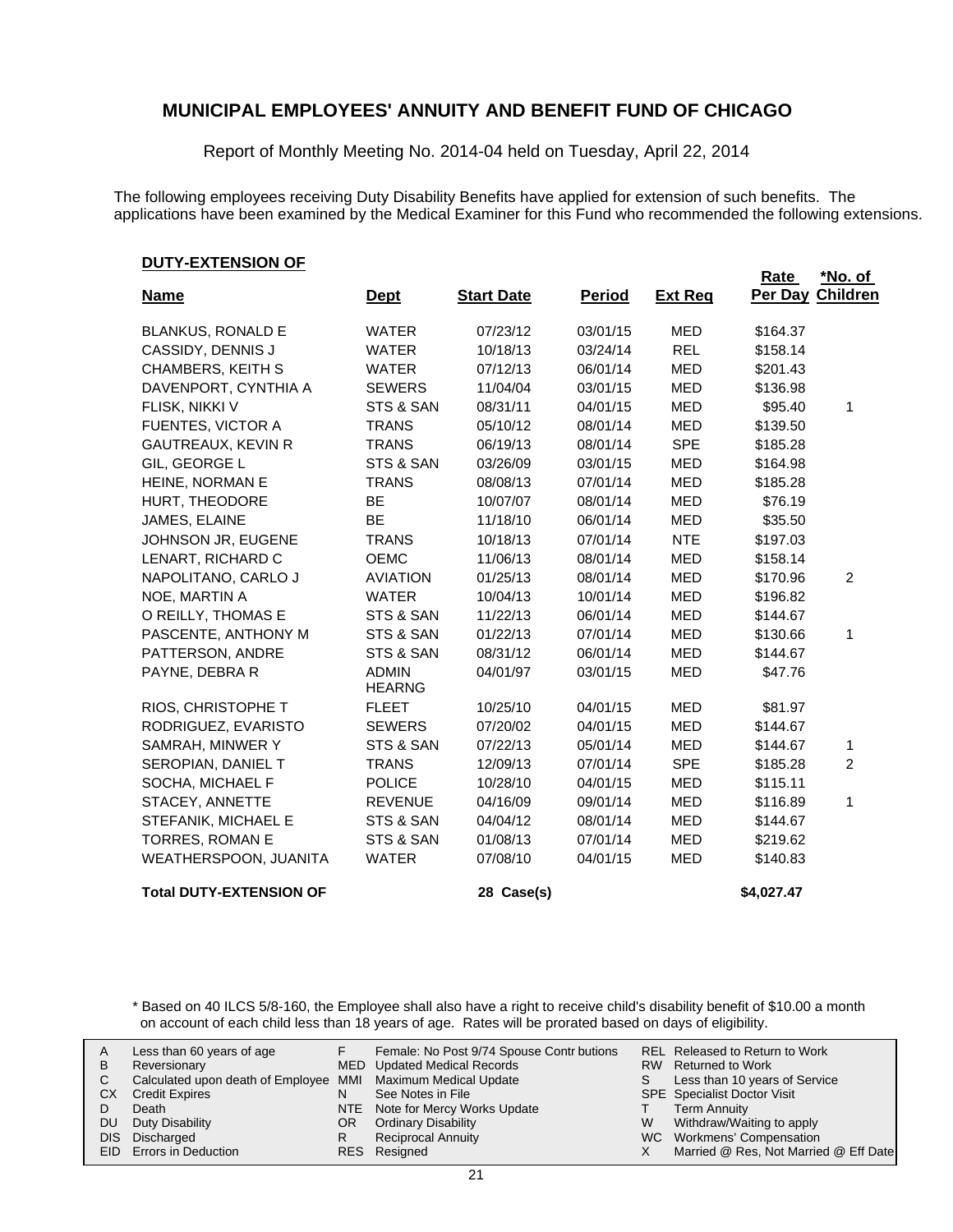# MUNICIPAL EMPLOYEES' ANNUITY AND BENEFIT FUND OF CHICAGO

Report of Monthly Meeting No. 2014-04 held on Tuesday, April 22, 2014

The following employees receiving Duty Disability Benefits have applied for extension of such benefits. The applications have been examined by the Medical Examiner for this Fund who recommended the following extensions.

**DUTY-EXTENSION OF**

| Name | Dept | Start Date | Period | Ext Req | Rate Per Day | *No. of Children |
|---|---|---|---|---|---|---|
| BLANKUS, RONALD E | WATER | 07/23/12 | 03/01/15 | MED | $164.37 | |
| CASSIDY, DENNIS J | WATER | 10/18/13 | 03/24/14 | REL | $158.14 | |
| CHAMBERS, KEITH S | WATER | 07/12/13 | 06/01/14 | MED | $201.43 | |
| DAVENPORT, CYNTHIA A | SEWERS | 11/04/04 | 03/01/15 | MED | $136.98 | |
| FLISK, NIKKI V | STS & SAN | 08/31/11 | 04/01/15 | MED | $95.40 | 1 |
| FUENTES, VICTOR A | TRANS | 05/10/12 | 08/01/14 | MED | $139.50 | |
| GAUTREAUX, KEVIN R | TRANS | 06/19/13 | 08/01/14 | SPE | $185.28 | |
| GIL, GEORGE L | STS & SAN | 03/26/09 | 03/01/15 | MED | $164.98 | |
| HEINE, NORMAN E | TRANS | 08/08/13 | 07/01/14 | MED | $185.28 | |
| HURT, THEODORE | BE | 10/07/07 | 08/01/14 | MED | $76.19 | |
| JAMES, ELAINE | BE | 11/18/10 | 06/01/14 | MED | $35.50 | |
| JOHNSON JR, EUGENE | TRANS | 10/18/13 | 07/01/14 | NTE | $197.03 | |
| LENART, RICHARD C | OEMC | 11/06/13 | 08/01/14 | MED | $158.14 | |
| NAPOLITANO, CARLO J | AVIATION | 01/25/13 | 08/01/14 | MED | $170.96 | 2 |
| NOE, MARTIN A | WATER | 10/04/13 | 10/01/14 | MED | $196.82 | |
| O REILLY, THOMAS E | STS & SAN | 11/22/13 | 06/01/14 | MED | $144.67 | |
| PASCENTE, ANTHONY M | STS & SAN | 01/22/13 | 07/01/14 | MED | $130.66 | 1 |
| PATTERSON, ANDRE | STS & SAN | 08/31/12 | 06/01/14 | MED | $144.67 | |
| PAYNE, DEBRA R | ADMIN HEARNG | 04/01/97 | 03/01/15 | MED | $47.76 | |
| RIOS, CHRISTOPHE T | FLEET | 10/25/10 | 04/01/15 | MED | $81.97 | |
| RODRIGUEZ, EVARISTO | SEWERS | 07/20/02 | 04/01/15 | MED | $144.67 | |
| SAMRAH, MINWER Y | STS & SAN | 07/22/13 | 05/01/14 | MED | $144.67 | 1 |
| SEROPIAN, DANIEL T | TRANS | 12/09/13 | 07/01/14 | SPE | $185.28 | 2 |
| SOCHA, MICHAEL F | POLICE | 10/28/10 | 04/01/15 | MED | $115.11 | |
| STACEY, ANNETTE | REVENUE | 04/16/09 | 09/01/14 | MED | $116.89 | 1 |
| STEFANIK, MICHAEL E | STS & SAN | 04/04/12 | 08/01/14 | MED | $144.67 | |
| TORRES, ROMAN E | STS & SAN | 01/08/13 | 07/01/14 | MED | $219.62 | |
| WEATHERSPOON, JUANITA | WATER | 07/08/10 | 04/01/15 | MED | $140.83 | |
| **Total DUTY-EXTENSION OF** | | **28 Case(s)** | | | **$4,027.47** | |

\* Based on 40 ILCS 5/8-160, the Employee shall also have a right to receive child's disability benefit of $10.00 a month on account of each child less than 18 years of age. Rates will be prorated based on days of eligibility.

| | | | | | |
|---|---|---|---|---|---|
| A | Less than 60 years of age | F | Female: No Post 9/74 Spouse Contr butions | REL | Released to Return to Work |
| B | Reversionary | MED | Updated Medical Records | RW | Returned to Work |
| C | Calculated upon death of Employee | MMI | Maximum Medical Update | S | Less than 10 years of Service |
| CX | Credit Expires | N | See Notes in File | SPE | Specialist Doctor Visit |
| D | Death | NTE | Note for Mercy Works Update | T | Term Annuity |
| DU | Duty Disability | OR | Ordinary Disability | W | Withdraw/Waiting to apply |
| DIS | Discharged | R | Reciprocal Annuity | WC | Workmens' Compensation |
| EID | Errors in Deduction | RES | Resigned | X | Married @ Res, Not Married @ Eff Date |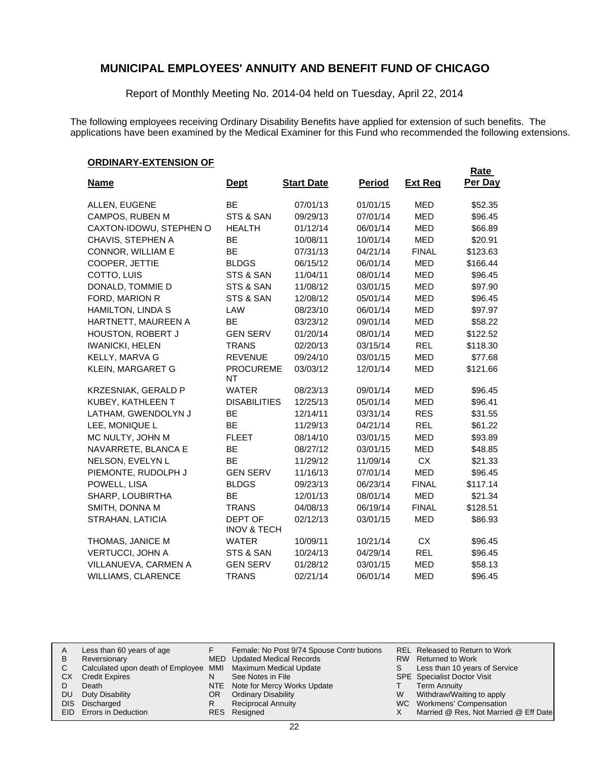# MUNICIPAL EMPLOYEES' ANNUITY AND BENEFIT FUND OF CHICAGO

Report of Monthly Meeting No. 2014-04 held on Tuesday, April 22, 2014

The following employees receiving Ordinary Disability Benefits have applied for extension of such benefits. The applications have been examined by the Medical Examiner for this Fund who recommended the following extensions.

**ORDINARY-EXTENSION OF**

| Name | Dept | Start Date | Period | Ext Req | Rate Per Day |
|---|---|---|---|---|---|
| ALLEN, EUGENE | BE | 07/01/13 | 01/01/15 | MED | $52.35 |
| CAMPOS, RUBEN M | STS & SAN | 09/29/13 | 07/01/14 | MED | $96.45 |
| CAXTON-IDOWU, STEPHEN O | HEALTH | 01/12/14 | 06/01/14 | MED | $66.89 |
| CHAVIS, STEPHEN A | BE | 10/08/11 | 10/01/14 | MED | $20.91 |
| CONNOR, WILLIAM E | BE | 07/31/13 | 04/21/14 | FINAL | $123.63 |
| COOPER, JETTIE | BLDGS | 06/15/12 | 06/01/14 | MED | $166.44 |
| COTTO, LUIS | STS & SAN | 11/04/11 | 08/01/14 | MED | $96.45 |
| DONALD, TOMMIE D | STS & SAN | 11/08/12 | 03/01/15 | MED | $97.90 |
| FORD, MARION R | STS & SAN | 12/08/12 | 05/01/14 | MED | $96.45 |
| HAMILTON, LINDA S | LAW | 08/23/10 | 06/01/14 | MED | $97.97 |
| HARTNETT, MAUREEN A | BE | 03/23/12 | 09/01/14 | MED | $58.22 |
| HOUSTON, ROBERT J | GEN SERV | 01/20/14 | 08/01/14 | MED | $122.52 |
| IWANICKI, HELEN | TRANS | 02/20/13 | 03/15/14 | REL | $118.30 |
| KELLY, MARVA G | REVENUE | 09/24/10 | 03/01/15 | MED | $77.68 |
| KLEIN, MARGARET G | PROCUREMENT | 03/03/12 | 12/01/14 | MED | $121.66 |
| KRZESNIAK, GERALD P | WATER | 08/23/13 | 09/01/14 | MED | $96.45 |
| KUBEY, KATHLEEN T | DISABILITIES | 12/25/13 | 05/01/14 | MED | $96.41 |
| LATHAM, GWENDOLYN J | BE | 12/14/11 | 03/31/14 | RES | $31.55 |
| LEE, MONIQUE L | BE | 11/29/13 | 04/21/14 | REL | $61.22 |
| MC NULTY, JOHN M | FLEET | 08/14/10 | 03/01/15 | MED | $93.89 |
| NAVARRETE, BLANCA E | BE | 08/27/12 | 03/01/15 | MED | $48.85 |
| NELSON, EVELYN L | BE | 11/29/12 | 11/09/14 | CX | $21.33 |
| PIEMONTE, RUDOLPH J | GEN SERV | 11/16/13 | 07/01/14 | MED | $96.45 |
| POWELL, LISA | BLDGS | 09/23/13 | 06/23/14 | FINAL | $117.14 |
| SHARP, LOUBIRTHA | BE | 12/01/13 | 08/01/14 | MED | $21.34 |
| SMITH, DONNA M | TRANS | 04/08/13 | 06/19/14 | FINAL | $128.51 |
| STRAHAN, LATICIA | DEPT OF INOV & TECH | 02/12/13 | 03/01/15 | MED | $86.93 |
| THOMAS, JANICE M | WATER | 10/09/11 | 10/21/14 | CX | $96.45 |
| VERTUCCI, JOHN A | STS & SAN | 10/24/13 | 04/29/14 | REL | $96.45 |
| VILLANUEVA, CARMEN A | GEN SERV | 01/28/12 | 03/01/15 | MED | $58.13 |
| WILLIAMS, CLARENCE | TRANS | 02/21/14 | 06/01/14 | MED | $96.45 |

| | | | | | |
|---|---|---|---|---|---|
| A | Less than 60 years of age | F | Female: No Post 9/74 Spouse Contr butions | REL | Released to Return to Work |
| B | Reversionary | MED | Updated Medical Records | RW | Returned to Work |
| C | Calculated upon death of Employee | MMI | Maximum Medical Update | S | Less than 10 years of Service |
| CX | Credit Expires | N | See Notes in File | SPE | Specialist Doctor Visit |
| D | Death | NTE | Note for Mercy Works Update | T | Term Annuity |
| DU | Duty Disability | OR | Ordinary Disability | W | Withdraw/Waiting to apply |
| DIS | Discharged | R | Reciprocal Annuity | WC | Workmens' Compensation |
| EID | Errors in Deduction | RES | Resigned | X | Married @ Res, Not Married @ Eff Date |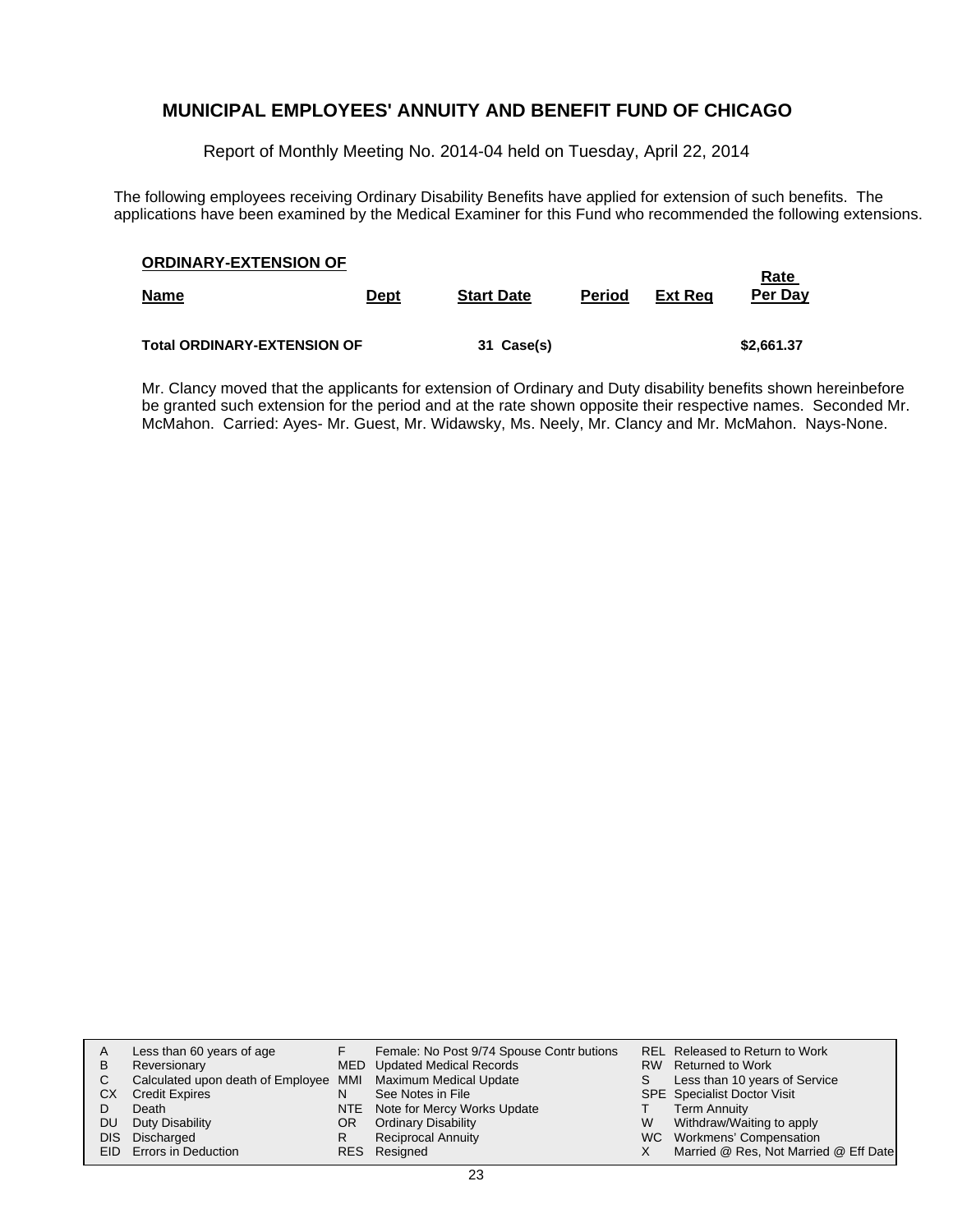# MUNICIPAL EMPLOYEES' ANNUITY AND BENEFIT FUND OF CHICAGO

Report of Monthly Meeting No. 2014-04 held on Tuesday, April 22, 2014

The following employees receiving Ordinary Disability Benefits have applied for extension of such benefits. The applications have been examined by the Medical Examiner for this Fund who recommended the following extensions.

**ORDINARY-EXTENSION OF**

| Name | Dept | Start Date | Period | Ext Req | Rate Per Day |
|---|---|---|---|---|---|
| **Total ORDINARY-EXTENSION OF** | | **31 Case(s)** | | | **$2,661.37** |

Mr. Clancy moved that the applicants for extension of Ordinary and Duty disability benefits shown hereinbefore be granted such extension for the period and at the rate shown opposite their respective names. Seconded Mr. McMahon. Carried: Ayes- Mr. Guest, Mr. Widawsky, Ms. Neely, Mr. Clancy and Mr. McMahon. Nays-None.

| | | | | | |
|---|---|---|---|---|---|
| A | Less than 60 years of age | F | Female: No Post 9/74 Spouse Contr butions | REL | Released to Return to Work |
| B | Reversionary | MED | Updated Medical Records | RW | Returned to Work |
| C | Calculated upon death of Employee | MMI | Maximum Medical Update | S | Less than 10 years of Service |
| CX | Credit Expires | N | See Notes in File | SPE | Specialist Doctor Visit |
| D | Death | NTE | Note for Mercy Works Update | T | Term Annuity |
| DU | Duty Disability | OR | Ordinary Disability | W | Withdraw/Waiting to apply |
| DIS | Discharged | R | Reciprocal Annuity | WC | Workmens' Compensation |
| EID | Errors in Deduction | RES | Resigned | X | Married @ Res, Not Married @ Eff Date |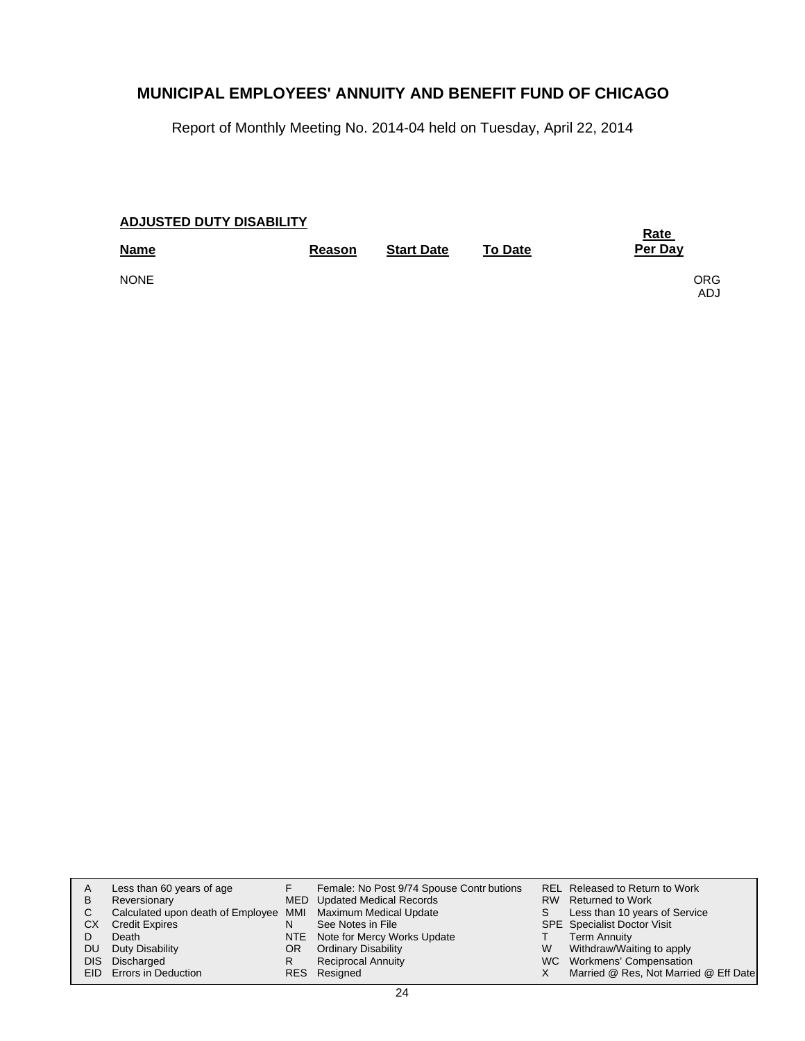## MUNICIPAL EMPLOYEES' ANNUITY AND BENEFIT FUND OF CHICAGO

Report of Monthly Meeting No. 2014-04 held on Tuesday, April 22, 2014

**ADJUSTED DUTY DISABILITY**

| Name | Reason | Start Date | To Date | Rate Per Day |
|---|---|---|---|---|
| NONE | | | | ORG ADJ |

| | | | | | |
|---|---|---|---|---|---|
| A | Less than 60 years of age | F | Female: No Post 9/74 Spouse Contr butions | REL | Released to Return to Work |
| B | Reversionary | MED | Updated Medical Records | RW | Returned to Work |
| C | Calculated upon death of Employee | MMI | Maximum Medical Update | S | Less than 10 years of Service |
| CX | Credit Expires | N | See Notes in File | SPE | Specialist Doctor Visit |
| D | Death | NTE | Note for Mercy Works Update | T | Term Annuity |
| DU | Duty Disability | OR | Ordinary Disability | W | Withdraw/Waiting to apply |
| DIS | Discharged | R | Reciprocal Annuity | WC | Workmens' Compensation |
| EID | Errors in Deduction | RES | Resigned | X | Married @ Res, Not Married @ Eff Date |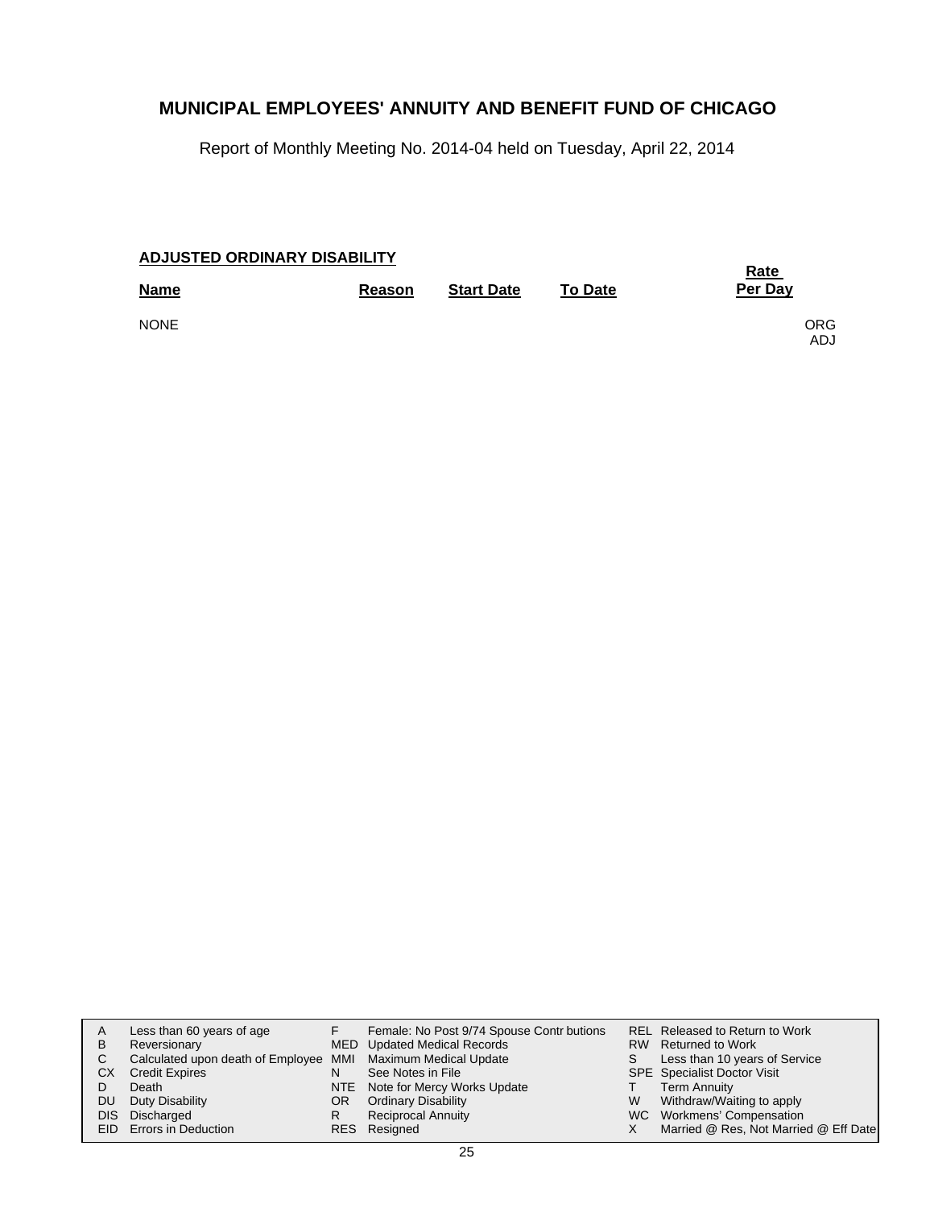## MUNICIPAL EMPLOYEES' ANNUITY AND BENEFIT FUND OF CHICAGO

Report of Monthly Meeting No. 2014-04 held on Tuesday, April 22, 2014

**ADJUSTED ORDINARY DISABILITY**

| Name | Reason | Start Date | To Date | Rate Per Day | |
|---|---|---|---|---|---|
| NONE | | | | | ORG ADJ |

| | | | | | |
|---|---|---|---|---|---|
| A | Less than 60 years of age | F | Female: No Post 9/74 Spouse Contr butions | REL | Released to Return to Work |
| B | Reversionary | MED | Updated Medical Records | RW | Returned to Work |
| C | Calculated upon death of Employee | MMI | Maximum Medical Update | S | Less than 10 years of Service |
| CX | Credit Expires | N | See Notes in File | SPE | Specialist Doctor Visit |
| D | Death | NTE | Note for Mercy Works Update | T | Term Annuity |
| DU | Duty Disability | OR | Ordinary Disability | W | Withdraw/Waiting to apply |
| DIS | Discharged | R | Reciprocal Annuity | WC | Workmens' Compensation |
| EID | Errors in Deduction | RES | Resigned | X | Married @ Res, Not Married @ Eff Date |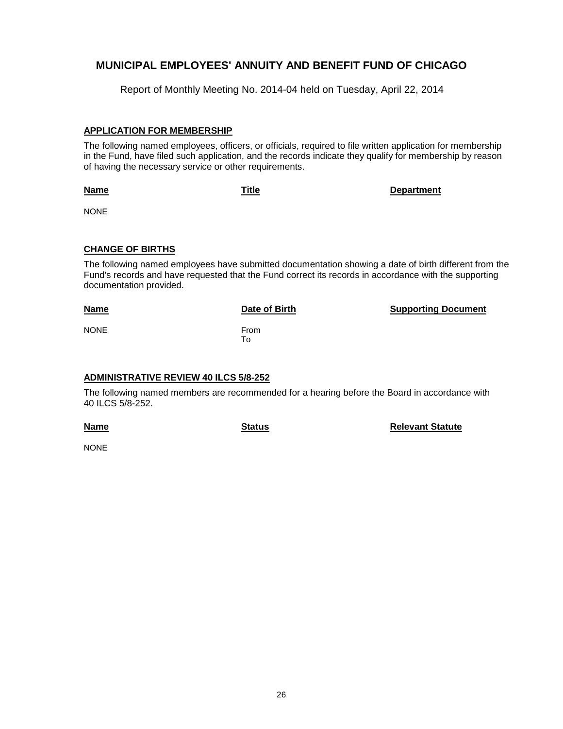# MUNICIPAL EMPLOYEES' ANNUITY AND BENEFIT FUND OF CHICAGO

Report of Monthly Meeting No. 2014-04 held on Tuesday, April 22, 2014

## APPLICATION FOR MEMBERSHIP

The following named employees, officers, or officials, required to file written application for membership in the Fund, have filed such application, and the records indicate they qualify for membership by reason of having the necessary service or other requirements.

| Name | Title | Department |
| --- | --- | --- |
| NONE | | |

## CHANGE OF BIRTHS

The following named employees have submitted documentation showing a date of birth different from the Fund's records and have requested that the Fund correct its records in accordance with the supporting documentation provided.

| Name | Date of Birth | Supporting Document |
| --- | --- | --- |
| NONE | From<br>To | |

## ADMINISTRATIVE REVIEW 40 ILCS 5/8-252

The following named members are recommended for a hearing before the Board in accordance with 40 ILCS 5/8-252.

| Name | Status | Relevant Statute |
| --- | --- | --- |
| NONE | | |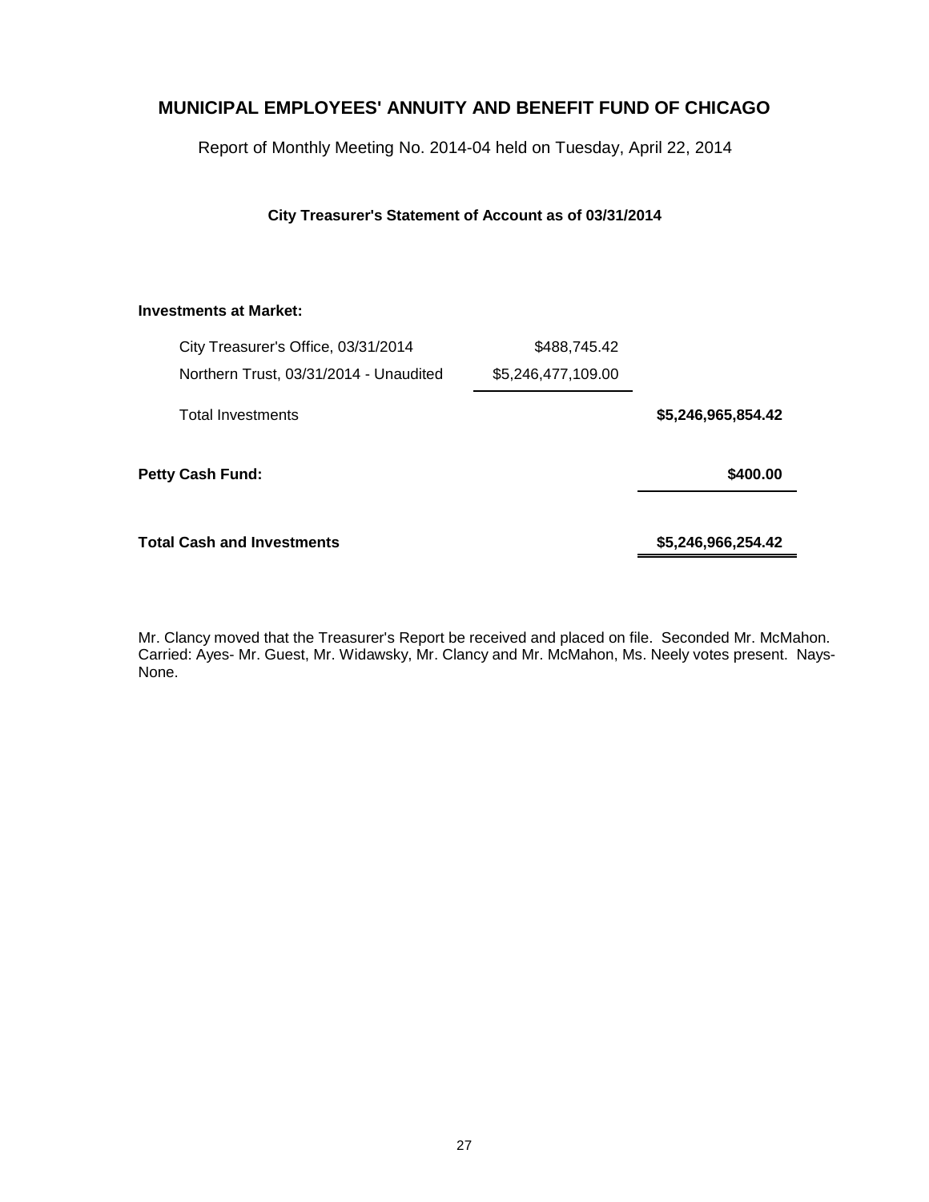# MUNICIPAL EMPLOYEES' ANNUITY AND BENEFIT FUND OF CHICAGO

Report of Monthly Meeting No. 2014-04 held on Tuesday, April 22, 2014

**City Treasurer's Statement of Account as of 03/31/2014**

| | | |
|---|---|---|
| **Investments at Market:** | | |
| City Treasurer's Office, 03/31/2014 | $488,745.42 | |
| Northern Trust, 03/31/2014 - Unaudited | $5,246,477,109.00 | |
| Total Investments | | **$5,246,965,854.42** |
| **Petty Cash Fund:** | | **$400.00** |
| **Total Cash and Investments** | | **$5,246,966,254.42** |

Mr. Clancy moved that the Treasurer's Report be received and placed on file. Seconded Mr. McMahon. Carried: Ayes- Mr. Guest, Mr. Widawsky, Mr. Clancy and Mr. McMahon, Ms. Neely votes present. Nays- None.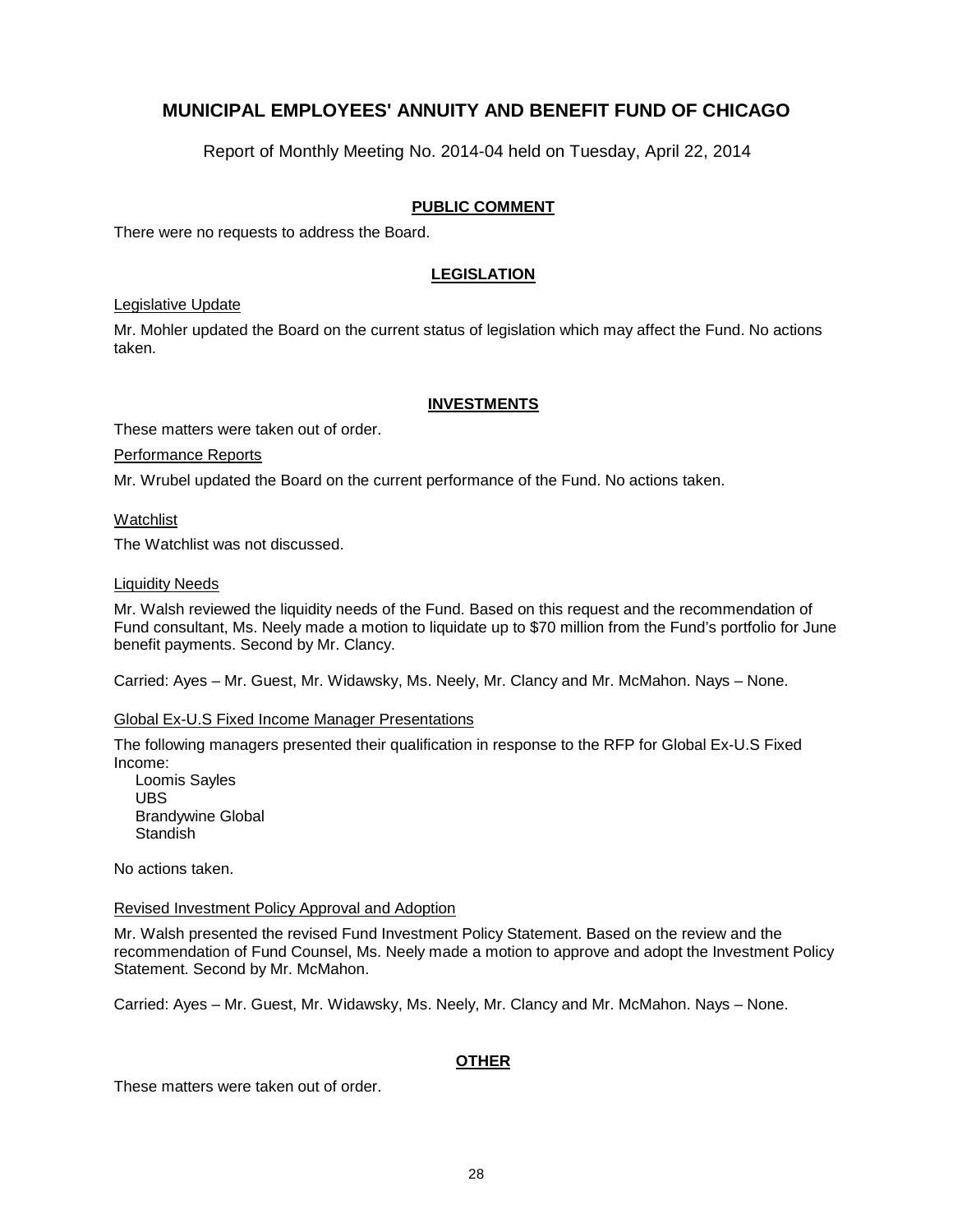# MUNICIPAL EMPLOYEES' ANNUITY AND BENEFIT FUND OF CHICAGO

Report of Monthly Meeting No. 2014-04 held on Tuesday, April 22, 2014

## PUBLIC COMMENT

There were no requests to address the Board.

## LEGISLATION

Legislative Update

Mr. Mohler updated the Board on the current status of legislation which may affect the Fund. No actions taken.

## INVESTMENTS

These matters were taken out of order.

Performance Reports

Mr. Wrubel updated the Board on the current performance of the Fund. No actions taken.

Watchlist

The Watchlist was not discussed.

Liquidity Needs

Mr. Walsh reviewed the liquidity needs of the Fund. Based on this request and the recommendation of Fund consultant, Ms. Neely made a motion to liquidate up to $70 million from the Fund's portfolio for June benefit payments. Second by Mr. Clancy.

Carried: Ayes – Mr. Guest, Mr. Widawsky, Ms. Neely, Mr. Clancy and Mr. McMahon. Nays – None.

Global Ex-U.S Fixed Income Manager Presentations

The following managers presented their qualification in response to the RFP for Global Ex-U.S Fixed Income:

- Loomis Sayles
- UBS
- Brandywine Global
- Standish

No actions taken.

Revised Investment Policy Approval and Adoption

Mr. Walsh presented the revised Fund Investment Policy Statement. Based on the review and the recommendation of Fund Counsel, Ms. Neely made a motion to approve and adopt the Investment Policy Statement. Second by Mr. McMahon.

Carried: Ayes – Mr. Guest, Mr. Widawsky, Ms. Neely, Mr. Clancy and Mr. McMahon. Nays – None.

## OTHER

These matters were taken out of order.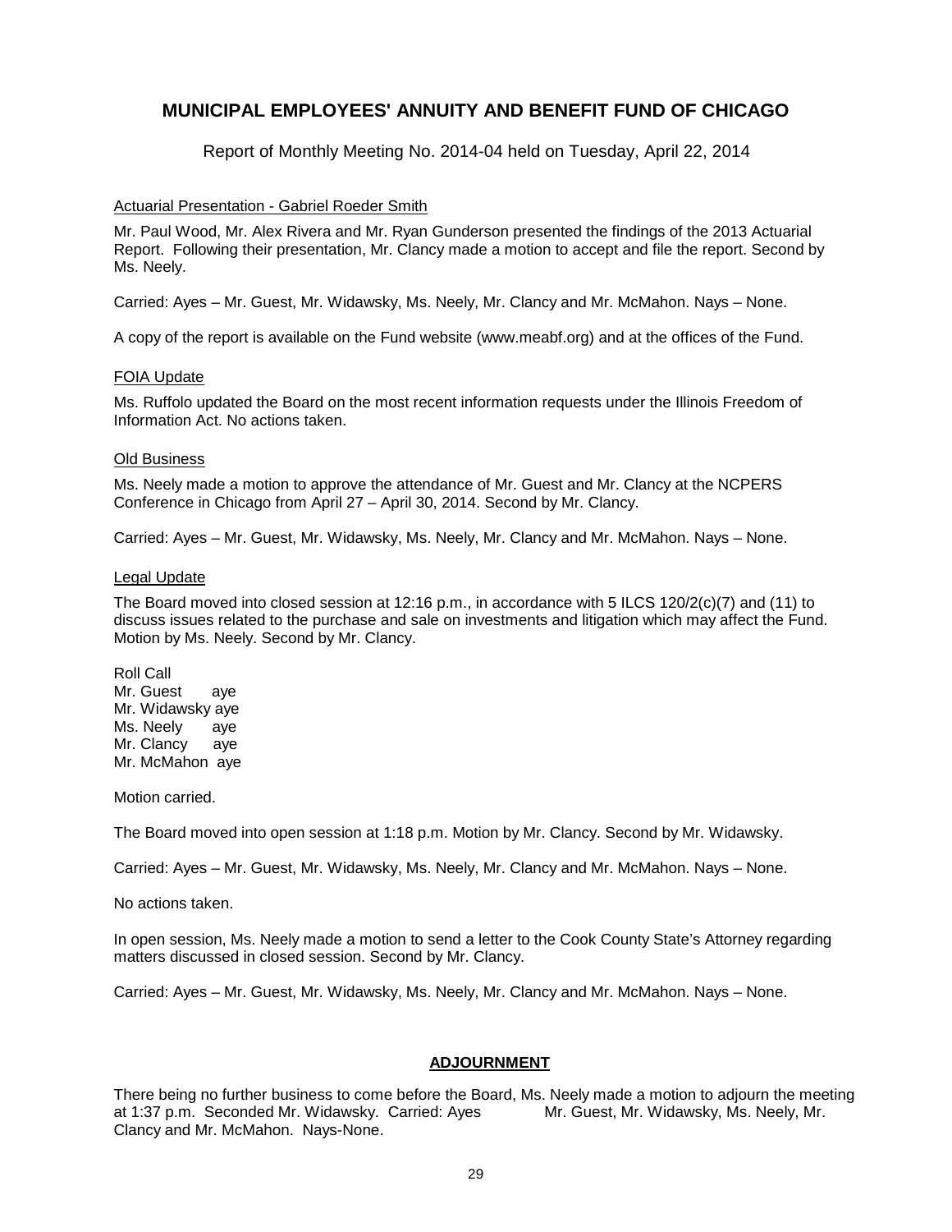# MUNICIPAL EMPLOYEES' ANNUITY AND BENEFIT FUND OF CHICAGO

Report of Monthly Meeting No. 2014-04 held on Tuesday, April 22, 2014

Actuarial Presentation - Gabriel Roeder Smith

Mr. Paul Wood, Mr. Alex Rivera and Mr. Ryan Gunderson presented the findings of the 2013 Actuarial Report. Following their presentation, Mr. Clancy made a motion to accept and file the report. Second by Ms. Neely.

Carried: Ayes – Mr. Guest, Mr. Widawsky, Ms. Neely, Mr. Clancy and Mr. McMahon. Nays – None.

A copy of the report is available on the Fund website (www.meabf.org) and at the offices of the Fund.

FOIA Update

Ms. Ruffolo updated the Board on the most recent information requests under the Illinois Freedom of Information Act. No actions taken.

Old Business

Ms. Neely made a motion to approve the attendance of Mr. Guest and Mr. Clancy at the NCPERS Conference in Chicago from April 27 – April 30, 2014. Second by Mr. Clancy.

Carried: Ayes – Mr. Guest, Mr. Widawsky, Ms. Neely, Mr. Clancy and Mr. McMahon. Nays – None.

Legal Update

The Board moved into closed session at 12:16 p.m., in accordance with 5 ILCS 120/2(c)(7) and (11) to discuss issues related to the purchase and sale on investments and litigation which may affect the Fund. Motion by Ms. Neely. Second by Mr. Clancy.

Roll Call
Mr. Guest aye
Mr. Widawsky aye
Ms. Neely aye
Mr. Clancy aye
Mr. McMahon aye

Motion carried.

The Board moved into open session at 1:18 p.m. Motion by Mr. Clancy. Second by Mr. Widawsky.

Carried: Ayes – Mr. Guest, Mr. Widawsky, Ms. Neely, Mr. Clancy and Mr. McMahon. Nays – None.

No actions taken.

In open session, Ms. Neely made a motion to send a letter to the Cook County State's Attorney regarding matters discussed in closed session. Second by Mr. Clancy.

Carried: Ayes – Mr. Guest, Mr. Widawsky, Ms. Neely, Mr. Clancy and Mr. McMahon. Nays – None.

## ADJOURNMENT

There being no further business to come before the Board, Ms. Neely made a motion to adjourn the meeting at 1:37 p.m. Seconded Mr. Widawsky. Carried: Ayes Mr. Guest, Mr. Widawsky, Ms. Neely, Mr. Clancy and Mr. McMahon. Nays-None.